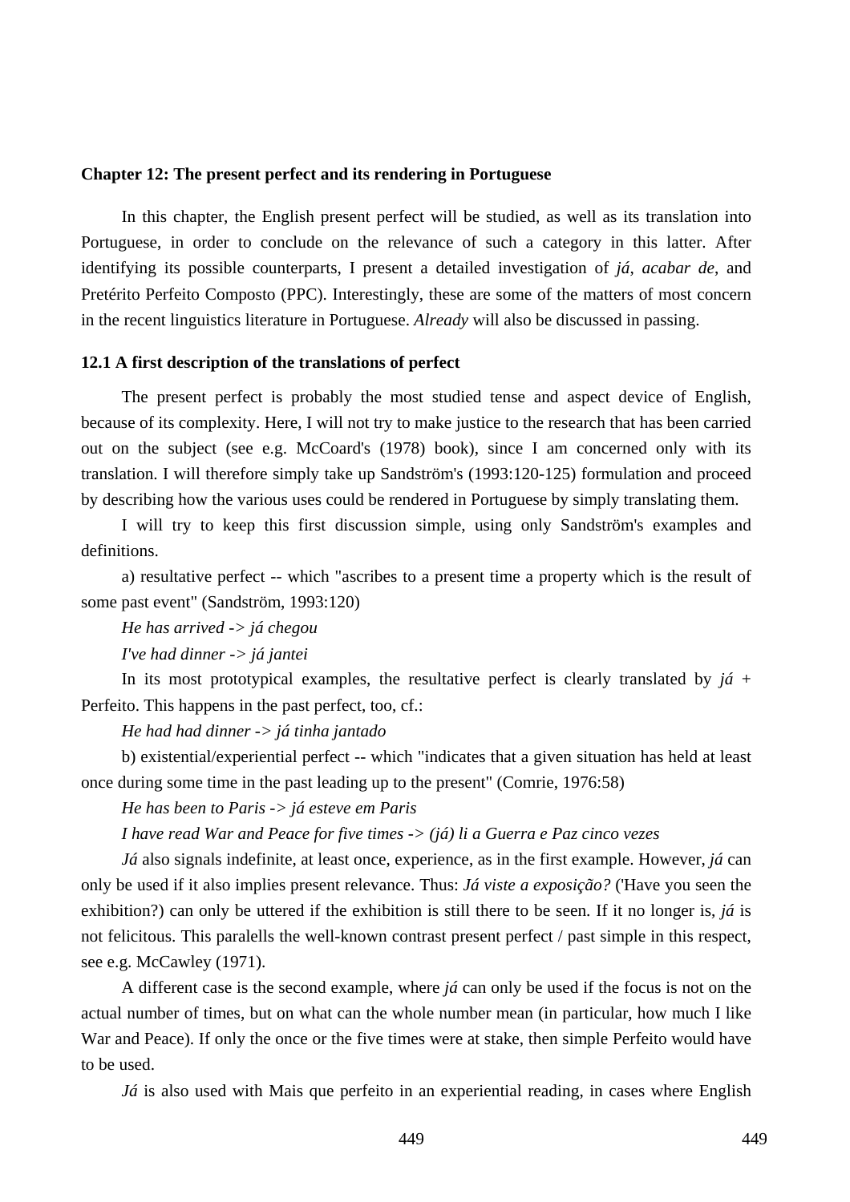## Chapter 12: The present perfect and its rendering in Portuguese

In this chapter, the English present perfect will be studied, as well as its translation into Portuguese, in order to conclude on the relevance of such a category in this latter. After identifying its possible counterparts, I present a detailed investigation of *já*, *acabar de*, and Pretérito Perfeito Composto (PPC). Interestingly, these are some of the matters of most concern in the recent linguistics literature in Portuguese. *Already* will also be discussed in passing.

### 12.1 A first description of the translations of perfect

The present perfect is probably the most studied tense and aspect device of English, because of its complexity. Here, I will not try to make justice to the research that has been carried out on the subject (see e.g. McCoard's (1978) book), since I am concerned only with its translation. I will therefore simply take up Sandström's (1993:120-125) formulation and proceed by describing how the various uses could be rendered in Portuguese by simply translating them.

I will try to keep this first discussion simple, using only Sandström's examples and definitions.

a) resultative perfect -- which "ascribes to a present time a property which is the result of some past event" (Sandström, 1993:120)

*He has arrived -> já chegou*

*I've had dinner -> já jantei*

In its most prototypical examples, the resultative perfect is clearly translated by *já* + Perfeito. This happens in the past perfect, too, cf.:

*He had had dinner -> já tinha jantado*

b) existential/experiential perfect -- which "indicates that a given situation has held at least once during some time in the past leading up to the present" (Comrie, 1976:58)

*He has been to Paris -> já esteve em Paris*

*I have read War and Peace for five times -> (já) li a Guerra e Paz cinco vezes*

*Já* also signals indefinite, at least once, experience, as in the first example. However, *já* can only be used if it also implies present relevance. Thus: *Já viste a exposição?* ('Have you seen the exhibition?) can only be uttered if the exhibition is still there to be seen. If it no longer is, *já* is not felicitous. This paralells the well-known contrast present perfect / past simple in this respect, see e.g. McCawley (1971).

A different case is the second example, where *já* can only be used if the focus is not on the actual number of times, but on what can the whole number mean (in particular, how much I like War and Peace). If only the once or the five times were at stake, then simple Perfeito would have to be used.

*Já* is also used with Mais que perfeito in an experiential reading, in cases where English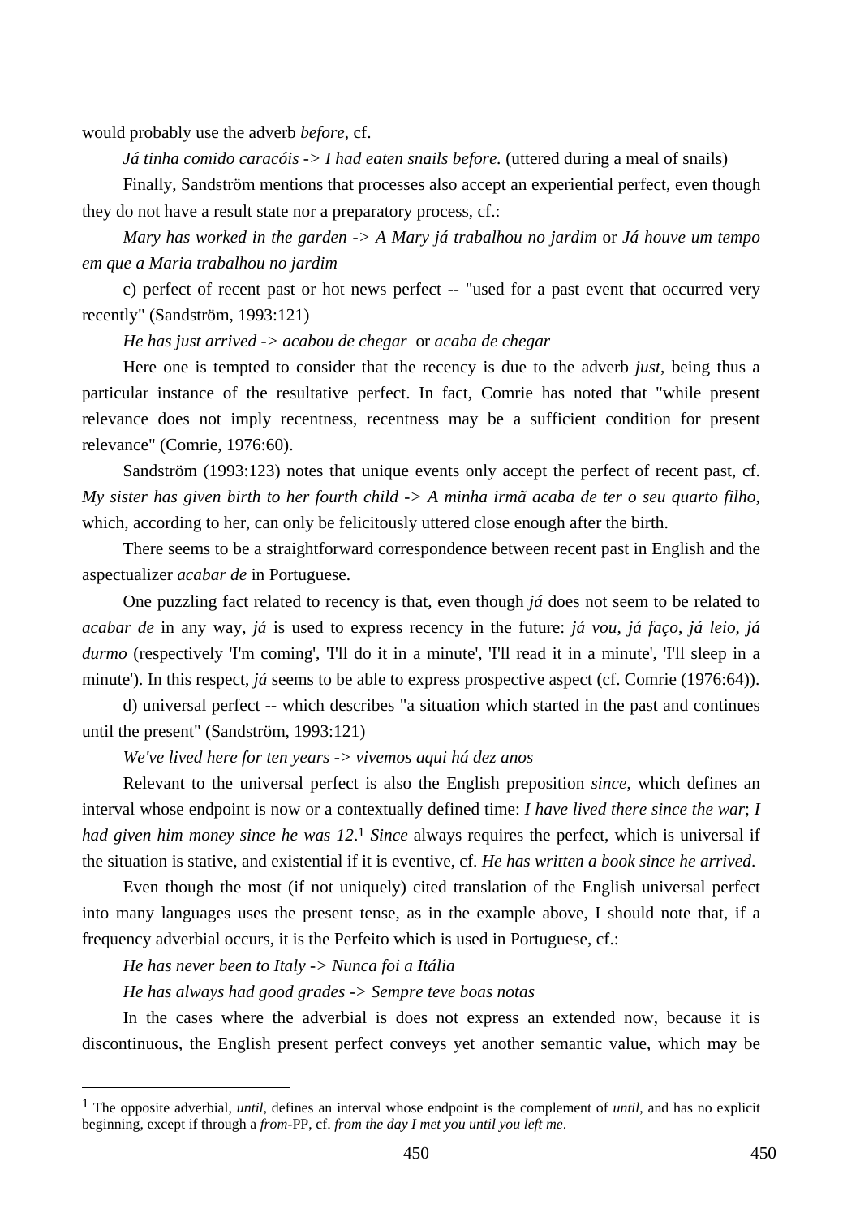would probably use the adverb *before*, cf.

*Já tinha comido caracóis -> I had eaten snails before.* (uttered during a meal of snails)

Finally, Sandström mentions that processes also accept an experiential perfect, even though they do not have a result state nor a preparatory process, cf.:

*Mary has worked in the garden -> A Mary já trabalhou no jardim* or *Já houve um tempo em que a Maria trabalhou no jardim*

c) perfect of recent past or hot news perfect -- "used for a past event that occurred very recently" (Sandström, 1993:121)

*He has just arrived -> acabou de chegar* or *acaba de chegar*

Here one is tempted to consider that the recency is due to the adverb *just*, being thus a particular instance of the resultative perfect. In fact, Comrie has noted that "while present relevance does not imply recentness, recentness may be a sufficient condition for present relevance" (Comrie, 1976:60).

Sandström (1993:123) notes that unique events only accept the perfect of recent past, cf. *My sister has given birth to her fourth child -> A minha irmã acaba de ter o seu quarto filho*, which, according to her, can only be felicitously uttered close enough after the birth.

There seems to be a straightforward correspondence between recent past in English and the aspectualizer *acabar de* in Portuguese.

One puzzling fact related to recency is that, even though *já* does not seem to be related to *acabar de* in any way, *já* is used to express recency in the future: *já vou*, *já faço*, *já leio*, *já durmo* (respectively 'I'm coming', 'I'll do it in a minute', 'I'll read it in a minute', 'I'll sleep in a minute'). In this respect, *já* seems to be able to express prospective aspect (cf. Comrie (1976:64)).

d) universal perfect -- which describes "a situation which started in the past and continues until the present" (Sandström, 1993:121)

*We've lived here for ten years -> vivemos aqui há dez anos*

Relevant to the universal perfect is also the English preposition *since*, which defines an interval whose endpoint is now or a contextually defined time: *I have lived there since the war*; *I had given him money since he was 12*.[1] *Since* always requires the perfect, which is universal if the situation is stative, and existential if it is eventive, cf. *He has written a book since he arrived*.

Even though the most (if not uniquely) cited translation of the English universal perfect into many languages uses the present tense, as in the example above, I should note that, if a frequency adverbial occurs, it is the Perfeito which is used in Portuguese, cf.:

*He has never been to Italy -> Nunca foi a Itália*

*He has always had good grades -> Sempre teve boas notas*

In the cases where the adverbial is does not express an extended now, because it is discontinuous, the English present perfect conveys yet another semantic value, which may be

---

[1] The opposite adverbial, *until*, defines an interval whose endpoint is the complement of *until*, and has no explicit beginning, except if through a *from*-PP, cf. *from the day I met you until you left me*.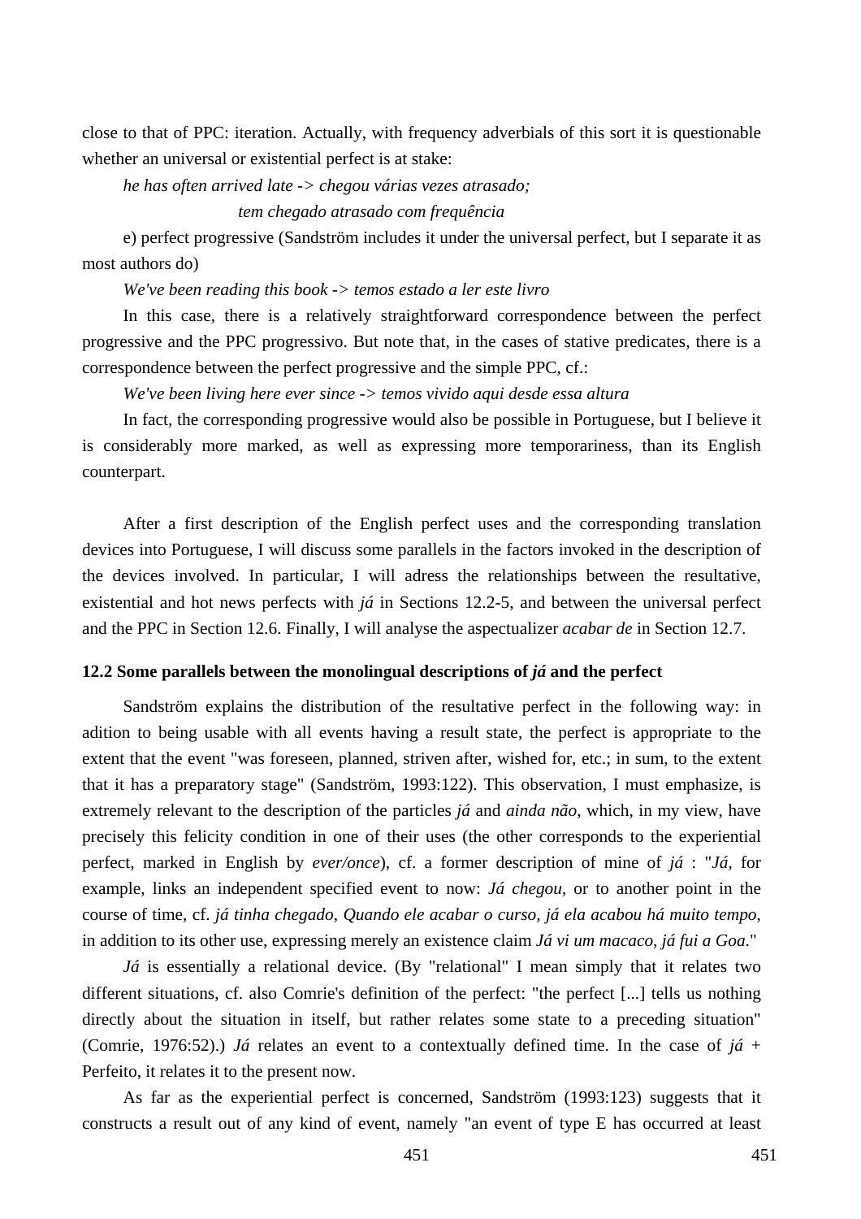close to that of PPC: iteration. Actually, with frequency adverbials of this sort it is questionable whether an universal or existential perfect is at stake:

*he has often arrived late -> chegou várias vezes atrasado;*

*tem chegado atrasado com frequência*

e) perfect progressive (Sandström includes it under the universal perfect, but I separate it as most authors do)

*We've been reading this book -> temos estado a ler este livro*

In this case, there is a relatively straightforward correspondence between the perfect progressive and the PPC progressivo. But note that, in the cases of stative predicates, there is a correspondence between the perfect progressive and the simple PPC, cf.:

*We've been living here ever since -> temos vivido aqui desde essa altura*

In fact, the corresponding progressive would also be possible in Portuguese, but I believe it is considerably more marked, as well as expressing more temporariness, than its English counterpart.

After a first description of the English perfect uses and the corresponding translation devices into Portuguese, I will discuss some parallels in the factors invoked in the description of the devices involved. In particular, I will adress the relationships between the resultative, existential and hot news perfects with *já* in Sections 12.2-5, and between the universal perfect and the PPC in Section 12.6. Finally, I will analyse the aspectualizer *acabar de* in Section 12.7.

### 12.2 Some parallels between the monolingual descriptions of *já* and the perfect

Sandström explains the distribution of the resultative perfect in the following way: in adition to being usable with all events having a result state, the perfect is appropriate to the extent that the event "was foreseen, planned, striven after, wished for, etc.; in sum, to the extent that it has a preparatory stage" (Sandström, 1993:122). This observation, I must emphasize, is extremely relevant to the description of the particles *já* and *ainda não*, which, in my view, have precisely this felicity condition in one of their uses (the other corresponds to the experiential perfect, marked in English by *ever/once*), cf. a former description of mine of *já* : "*Já*, for example, links an independent specified event to now: *Já chegou*, or to another point in the course of time, cf. *já tinha chegado*, *Quando ele acabar o curso, já ela acabou há muito tempo*, in addition to its other use, expressing merely an existence claim *Já vi um macaco*, *já fui a Goa*."

*Já* is essentially a relational device. (By "relational" I mean simply that it relates two different situations, cf. also Comrie's definition of the perfect: "the perfect [...] tells us nothing directly about the situation in itself, but rather relates some state to a preceding situation" (Comrie, 1976:52).) *Já* relates an event to a contextually defined time. In the case of *já* + Perfeito, it relates it to the present now.

As far as the experiential perfect is concerned, Sandström (1993:123) suggests that it constructs a result out of any kind of event, namely "an event of type E has occurred at least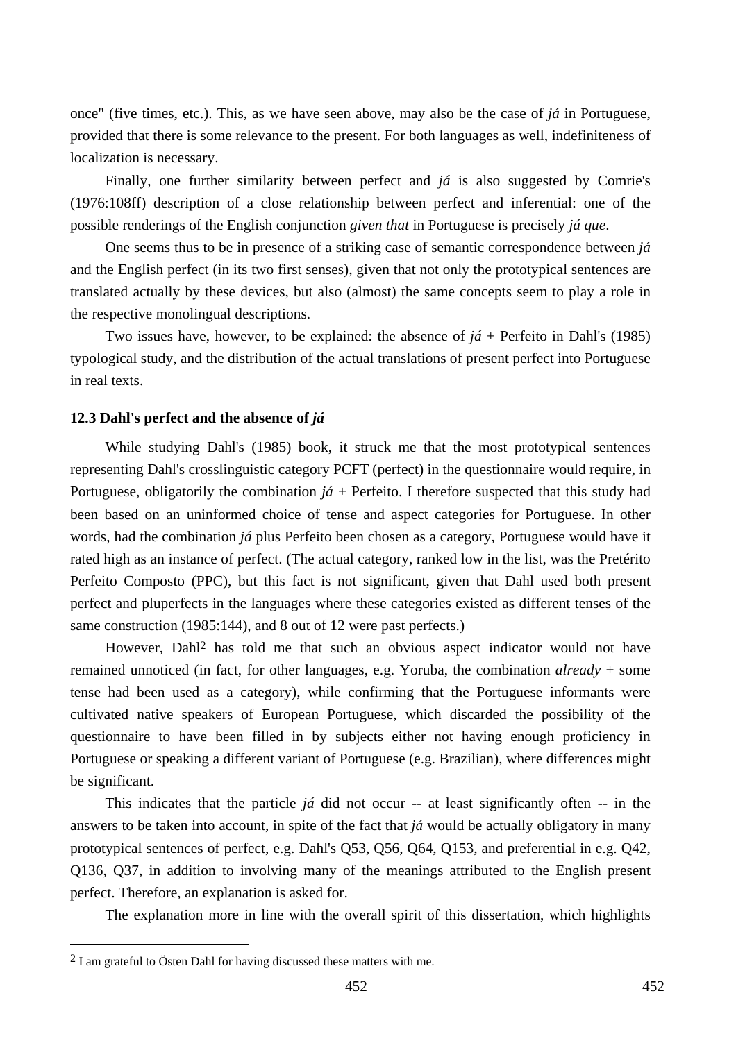once" (five times, etc.). This, as we have seen above, may also be the case of *já* in Portuguese, provided that there is some relevance to the present. For both languages as well, indefiniteness of localization is necessary.

Finally, one further similarity between perfect and *já* is also suggested by Comrie's (1976:108ff) description of a close relationship between perfect and inferential: one of the possible renderings of the English conjunction *given that* in Portuguese is precisely *já que*.

One seems thus to be in presence of a striking case of semantic correspondence between *já* and the English perfect (in its two first senses), given that not only the prototypical sentences are translated actually by these devices, but also (almost) the same concepts seem to play a role in the respective monolingual descriptions.

Two issues have, however, to be explained: the absence of *já* + Perfeito in Dahl's (1985) typological study, and the distribution of the actual translations of present perfect into Portuguese in real texts.

### 12.3 Dahl's perfect and the absence of *já*

While studying Dahl's (1985) book, it struck me that the most prototypical sentences representing Dahl's crosslinguistic category PCFT (perfect) in the questionnaire would require, in Portuguese, obligatorily the combination *já* + Perfeito. I therefore suspected that this study had been based on an uninformed choice of tense and aspect categories for Portuguese. In other words, had the combination *já* plus Perfeito been chosen as a category, Portuguese would have it rated high as an instance of perfect. (The actual category, ranked low in the list, was the Pretérito Perfeito Composto (PPC), but this fact is not significant, given that Dahl used both present perfect and pluperfects in the languages where these categories existed as different tenses of the same construction (1985:144), and 8 out of 12 were past perfects.)

However, Dahl[2] has told me that such an obvious aspect indicator would not have remained unnoticed (in fact, for other languages, e.g. Yoruba, the combination *already* + some tense had been used as a category), while confirming that the Portuguese informants were cultivated native speakers of European Portuguese, which discarded the possibility of the questionnaire to have been filled in by subjects either not having enough proficiency in Portuguese or speaking a different variant of Portuguese (e.g. Brazilian), where differences might be significant.

This indicates that the particle *já* did not occur -- at least significantly often -- in the answers to be taken into account, in spite of the fact that *já* would be actually obligatory in many prototypical sentences of perfect, e.g. Dahl's Q53, Q56, Q64, Q153, and preferential in e.g. Q42, Q136, Q37, in addition to involving many of the meanings attributed to the English present perfect. Therefore, an explanation is asked for.

The explanation more in line with the overall spirit of this dissertation, which highlights

[2] I am grateful to Östen Dahl for having discussed these matters with me.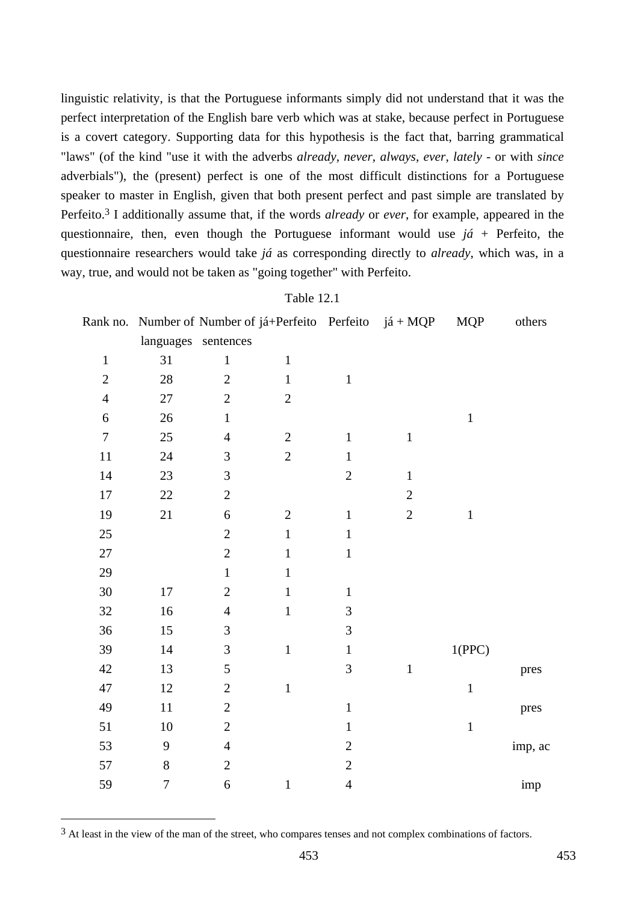linguistic relativity, is that the Portuguese informants simply did not understand that it was the perfect interpretation of the English bare verb which was at stake, because perfect in Portuguese is a covert category. Supporting data for this hypothesis is the fact that, barring grammatical "laws" (of the kind "use it with the adverbs *already*, *never*, *always*, *ever*, *lately* - or with *since* adverbials"), the (present) perfect is one of the most difficult distinctions for a Portuguese speaker to master in English, given that both present perfect and past simple are translated by Perfeito.[3] I additionally assume that, if the words *already* or *ever*, for example, appeared in the questionnaire, then, even though the Portuguese informant would use *já* + Perfeito, the questionnaire researchers would take *já* as corresponding directly to *already*, which was, in a way, true, and would not be taken as "going together" with Perfeito.

Table 12.1

| Rank no. | Number of languages | Number of sentences | já+Perfeito | Perfeito | já + MQP | MQP | others |
|---|---|---|---|---|---|---|---|
| 1 | 31 | 1 | 1 | | | | |
| 2 | 28 | 2 | 1 | 1 | | | |
| 4 | 27 | 2 | 2 | | | | |
| 6 | 26 | 1 | | | | 1 | |
| 7 | 25 | 4 | 2 | 1 | 1 | | |
| 11 | 24 | 3 | 2 | 1 | | | |
| 14 | 23 | 3 | | 2 | 1 | | |
| 17 | 22 | 2 | | | 2 | | |
| 19 | 21 | 6 | 2 | 1 | 2 | 1 | |
| 25 | | 2 | 1 | 1 | | | |
| 27 | | 2 | 1 | 1 | | | |
| 29 | | 1 | 1 | | | | |
| 30 | 17 | 2 | 1 | 1 | | | |
| 32 | 16 | 4 | 1 | 3 | | | |
| 36 | 15 | 3 | | 3 | | | |
| 39 | 14 | 3 | 1 | 1 | | 1(PPC) | |
| 42 | 13 | 5 | | 3 | 1 | | pres |
| 47 | 12 | 2 | 1 | | | 1 | |
| 49 | 11 | 2 | | 1 | | | pres |
| 51 | 10 | 2 | | 1 | | 1 | |
| 53 | 9 | 4 | | 2 | | | imp, ac |
| 57 | 8 | 2 | | 2 | | | |
| 59 | 7 | 6 | 1 | 4 | | | imp |

[3] At least in the view of the man of the street, who compares tenses and not complex combinations of factors.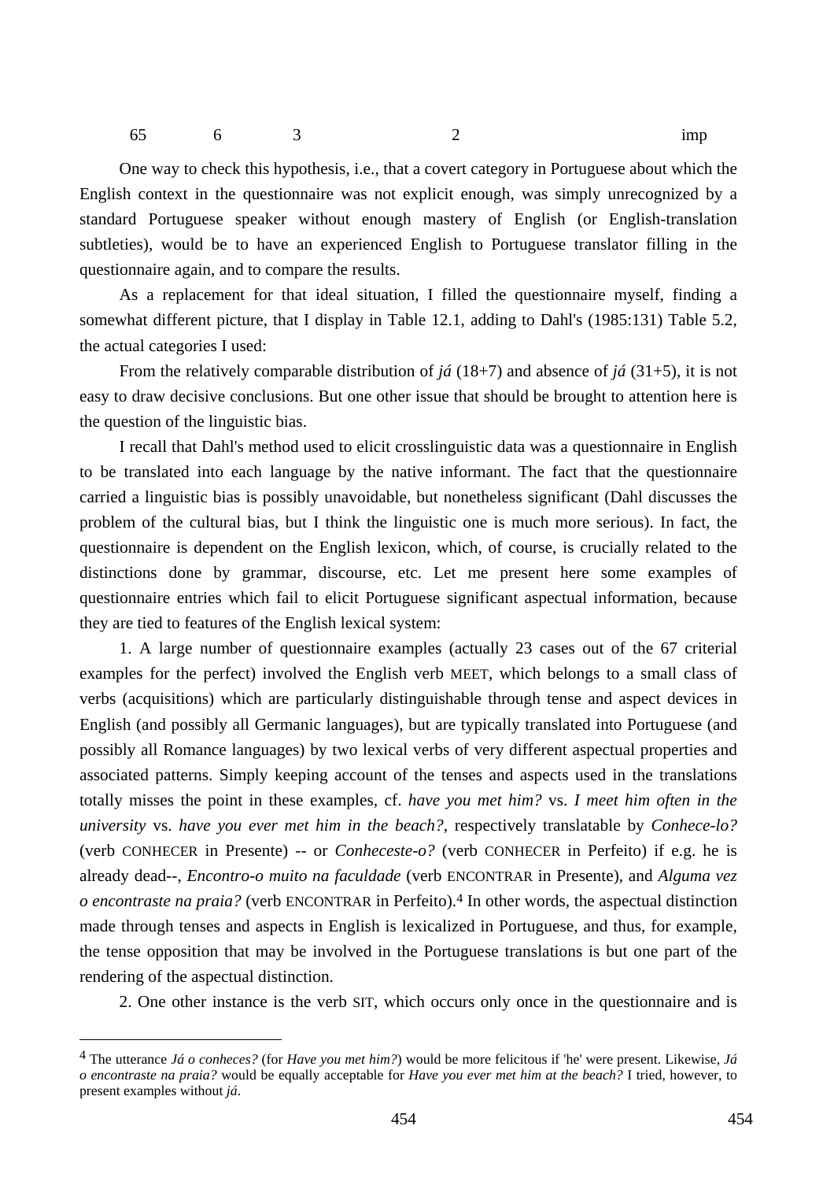| 65 | 6 | 3 | 2 | imp |
|---|---|---|---|---|

One way to check this hypothesis, i.e., that a covert category in Portuguese about which the English context in the questionnaire was not explicit enough, was simply unrecognized by a standard Portuguese speaker without enough mastery of English (or English-translation subtleties), would be to have an experienced English to Portuguese translator filling in the questionnaire again, and to compare the results.

As a replacement for that ideal situation, I filled the questionnaire myself, finding a somewhat different picture, that I display in Table 12.1, adding to Dahl's (1985:131) Table 5.2, the actual categories I used:

From the relatively comparable distribution of *já* (18+7) and absence of *já* (31+5), it is not easy to draw decisive conclusions. But one other issue that should be brought to attention here is the question of the linguistic bias.

I recall that Dahl's method used to elicit crosslinguistic data was a questionnaire in English to be translated into each language by the native informant. The fact that the questionnaire carried a linguistic bias is possibly unavoidable, but nonetheless significant (Dahl discusses the problem of the cultural bias, but I think the linguistic one is much more serious). In fact, the questionnaire is dependent on the English lexicon, which, of course, is crucially related to the distinctions done by grammar, discourse, etc. Let me present here some examples of questionnaire entries which fail to elicit Portuguese significant aspectual information, because they are tied to features of the English lexical system:

1. A large number of questionnaire examples (actually 23 cases out of the 67 criterial examples for the perfect) involved the English verb MEET, which belongs to a small class of verbs (acquisitions) which are particularly distinguishable through tense and aspect devices in English (and possibly all Germanic languages), but are typically translated into Portuguese (and possibly all Romance languages) by two lexical verbs of very different aspectual properties and associated patterns. Simply keeping account of the tenses and aspects used in the translations totally misses the point in these examples, cf. *have you met him?* vs. *I meet him often in the university* vs. *have you ever met him in the beach?*, respectively translatable by *Conhece-lo?* (verb CONHECER in Presente) -- or *Conheceste-o?* (verb CONHECER in Perfeito) if e.g. he is already dead--, *Encontro-o muito na faculdade* (verb ENCONTRAR in Presente), and *Alguma vez o encontraste na praia?* (verb ENCONTRAR in Perfeito).[4] In other words, the aspectual distinction made through tenses and aspects in English is lexicalized in Portuguese, and thus, for example, the tense opposition that may be involved in the Portuguese translations is but one part of the rendering of the aspectual distinction.

2. One other instance is the verb SIT, which occurs only once in the questionnaire and is

[4] The utterance *Já o conheces?* (for *Have you met him?*) would be more felicitous if 'he' were present. Likewise, *Já o encontraste na praia?* would be equally acceptable for *Have you ever met him at the beach?* I tried, however, to present examples without *já*.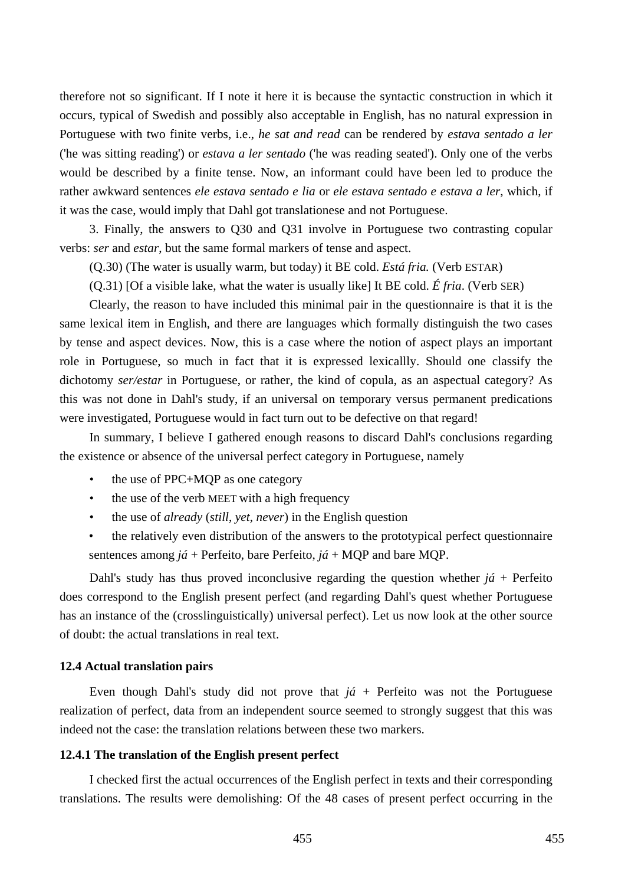therefore not so significant. If I note it here it is because the syntactic construction in which it occurs, typical of Swedish and possibly also acceptable in English, has no natural expression in Portuguese with two finite verbs, i.e., *he sat and read* can be rendered by *estava sentado a ler* ('he was sitting reading') or *estava a ler sentado* ('he was reading seated'). Only one of the verbs would be described by a finite tense. Now, an informant could have been led to produce the rather awkward sentences *ele estava sentado e lia* or *ele estava sentado e estava a ler*, which, if it was the case, would imply that Dahl got translationese and not Portuguese.

3. Finally, the answers to Q30 and Q31 involve in Portuguese two contrasting copular verbs: *ser* and *estar*, but the same formal markers of tense and aspect.

(Q.30) (The water is usually warm, but today) it BE cold. *Está fria.* (Verb ESTAR)

(Q.31) [Of a visible lake, what the water is usually like] It BE cold. *É fria*. (Verb SER)

Clearly, the reason to have included this minimal pair in the questionnaire is that it is the same lexical item in English, and there are languages which formally distinguish the two cases by tense and aspect devices. Now, this is a case where the notion of aspect plays an important role in Portuguese, so much in fact that it is expressed lexicallly. Should one classify the dichotomy *ser/estar* in Portuguese, or rather, the kind of copula, as an aspectual category? As this was not done in Dahl's study, if an universal on temporary versus permanent predications were investigated, Portuguese would in fact turn out to be defective on that regard!

In summary, I believe I gathered enough reasons to discard Dahl's conclusions regarding the existence or absence of the universal perfect category in Portuguese, namely

- the use of PPC+MQP as one category
- the use of the verb MEET with a high frequency
- the use of *already* (*still*, *yet*, *never*) in the English question
- the relatively even distribution of the answers to the prototypical perfect questionnaire sentences among *já* + Perfeito, bare Perfeito, *já* + MQP and bare MQP.

Dahl's study has thus proved inconclusive regarding the question whether *já* + Perfeito does correspond to the English present perfect (and regarding Dahl's quest whether Portuguese has an instance of the (crosslinguistically) universal perfect). Let us now look at the other source of doubt: the actual translations in real text.

### 12.4 Actual translation pairs

Even though Dahl's study did not prove that *já* + Perfeito was not the Portuguese realization of perfect, data from an independent source seemed to strongly suggest that this was indeed not the case: the translation relations between these two markers.

#### 12.4.1 The translation of the English present perfect

I checked first the actual occurrences of the English perfect in texts and their corresponding translations. The results were demolishing: Of the 48 cases of present perfect occurring in the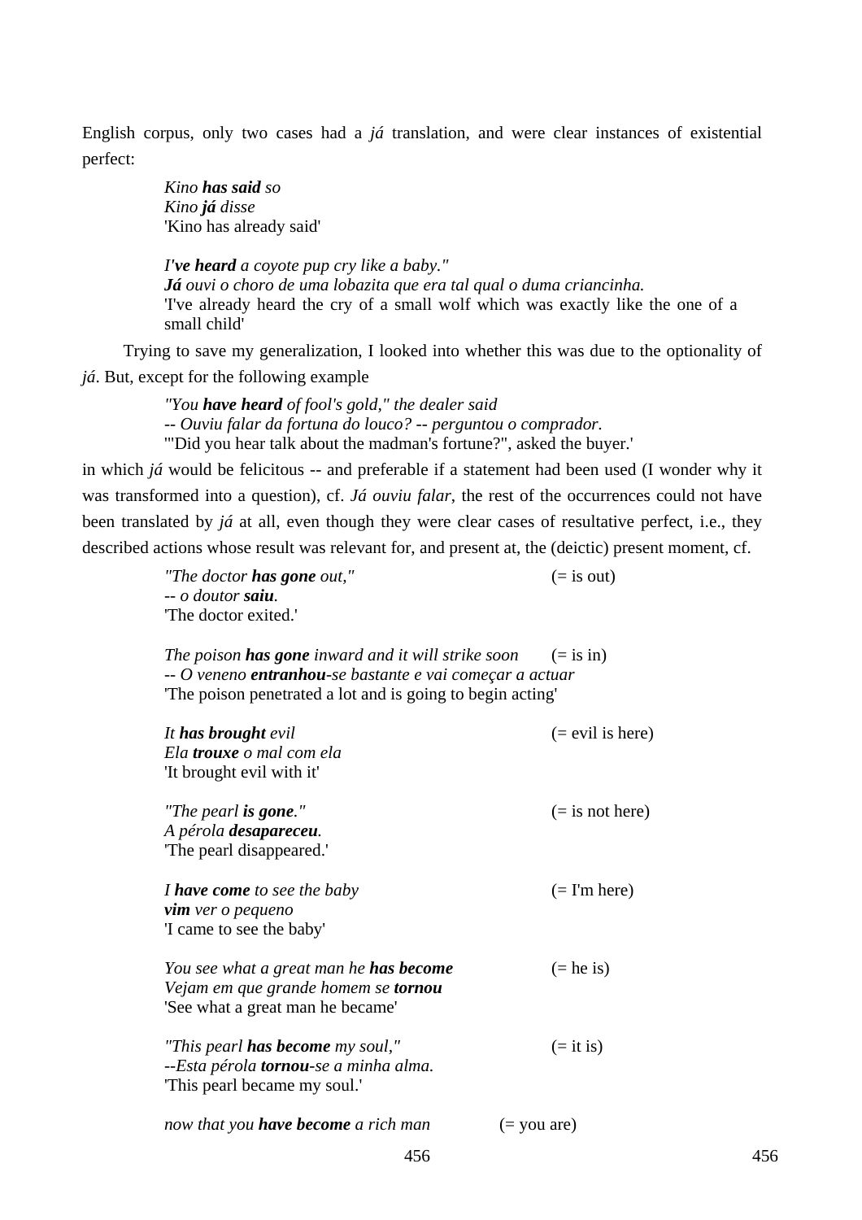English corpus, only two cases had a *já* translation, and were clear instances of existential perfect:

> *Kino **has said** so*
> *Kino **já** disse*
> 'Kino has already said'
>
> *I'**ve heard** a coyote pup cry like a baby."*
> ***Já** ouvi o choro de uma lobazita que era tal qual o duma criancinha.*
> 'I've already heard the cry of a small wolf which was exactly like the one of a small child'

Trying to save my generalization, I looked into whether this was due to the optionality of *já*. But, except for the following example

> *"You **have heard** of fool's gold," the dealer said*
> *-- Ouviu falar da fortuna do louco? -- perguntou o comprador.*
> '"Did you hear talk about the madman's fortune?", asked the buyer.'

in which *já* would be felicitous -- and preferable if a statement had been used (I wonder why it was transformed into a question), cf. *Já ouviu falar*, the rest of the occurrences could not have been translated by *já* at all, even though they were clear cases of resultative perfect, i.e., they described actions whose result was relevant for, and present at, the (deictic) present moment, cf.

> *"The doctor **has gone** out,"* (= is out)
> *-- o doutor **saiu**.*
> 'The doctor exited.'
>
> *The poison **has gone** inward and it will strike soon* (= is in)
> *-- O veneno **entranhou**-se bastante e vai começar a actuar*
> 'The poison penetrated a lot and is going to begin acting'
>
> *It **has brought** evil* (= evil is here)
> *Ela **trouxe** o mal com ela*
> 'It brought evil with it'
>
> *"The pearl **is gone**."* (= is not here)
> *A pérola **desapareceu**.*
> 'The pearl disappeared.'
>
> *I **have come** to see the baby* (= I'm here)
> ***vim** ver o pequeno*
> 'I came to see the baby'
>
> *You see what a great man he **has become*** (= he is)
> *Vejam em que grande homem se **tornou***
> 'See what a great man he became'
>
> *"This pearl **has become** my soul,"* (= it is)
> *--Esta pérola **tornou**-se a minha alma.*
> 'This pearl became my soul.'
>
> *now that you **have become** a rich man* (= you are)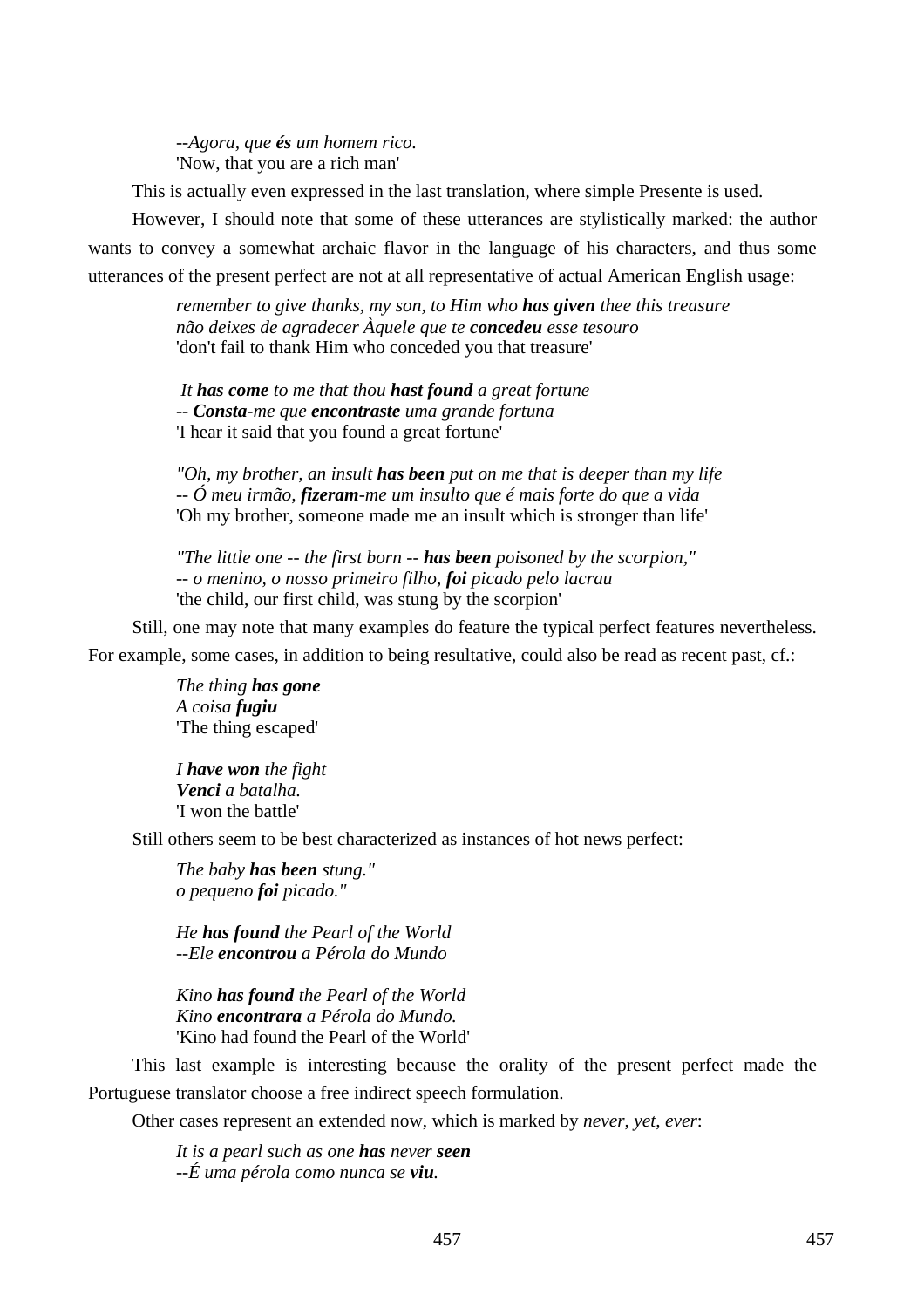*--Agora, que **és** um homem rico.*
'Now, that you are a rich man'

This is actually even expressed in the last translation, where simple Presente is used.

However, I should note that some of these utterances are stylistically marked: the author wants to convey a somewhat archaic flavor in the language of his characters, and thus some utterances of the present perfect are not at all representative of actual American English usage:

> *remember to give thanks, my son, to Him who **has given** thee this treasure*
> *não deixes de agradecer Àquele que te **concedeu** esse tesouro*
> 'don't fail to thank Him who conceded you that treasure'
>
> *It **has come** to me that thou **hast found** a great fortune*
> *-- **Consta**-me que **encontraste** uma grande fortuna*
> 'I hear it said that you found a great fortune'
>
> *"Oh, my brother, an insult **has been** put on me that is deeper than my life*
> *-- Ó meu irmão, **fizeram**-me um insulto que é mais forte do que a vida*
> 'Oh my brother, someone made me an insult which is stronger than life'
>
> *"The little one -- the first born -- **has been** poisoned by the scorpion,"*
> *-- o menino, o nosso primeiro filho, **foi** picado pelo lacrau*
> 'the child, our first child, was stung by the scorpion'

Still, one may note that many examples do feature the typical perfect features nevertheless. For example, some cases, in addition to being resultative, could also be read as recent past, cf.:

> *The thing **has gone***
> *A coisa **fugiu***
> 'The thing escaped'
>
> *I **have won** the fight*
> ***Venci** a batalha.*
> 'I won the battle'

Still others seem to be best characterized as instances of hot news perfect:

> *The baby **has been** stung."*
> *o pequeno **foi** picado."*
>
> *He **has found** the Pearl of the World*
> *--Ele **encontrou** a Pérola do Mundo*
>
> *Kino **has found** the Pearl of the World*
> *Kino **encontrara** a Pérola do Mundo.*
> 'Kino had found the Pearl of the World'

This last example is interesting because the orality of the present perfect made the Portuguese translator choose a free indirect speech formulation.

Other cases represent an extended now, which is marked by *never*, *yet*, *ever*:

> *It is a pearl such as one **has** never **seen***
> *--É uma pérola como nunca se **viu**.*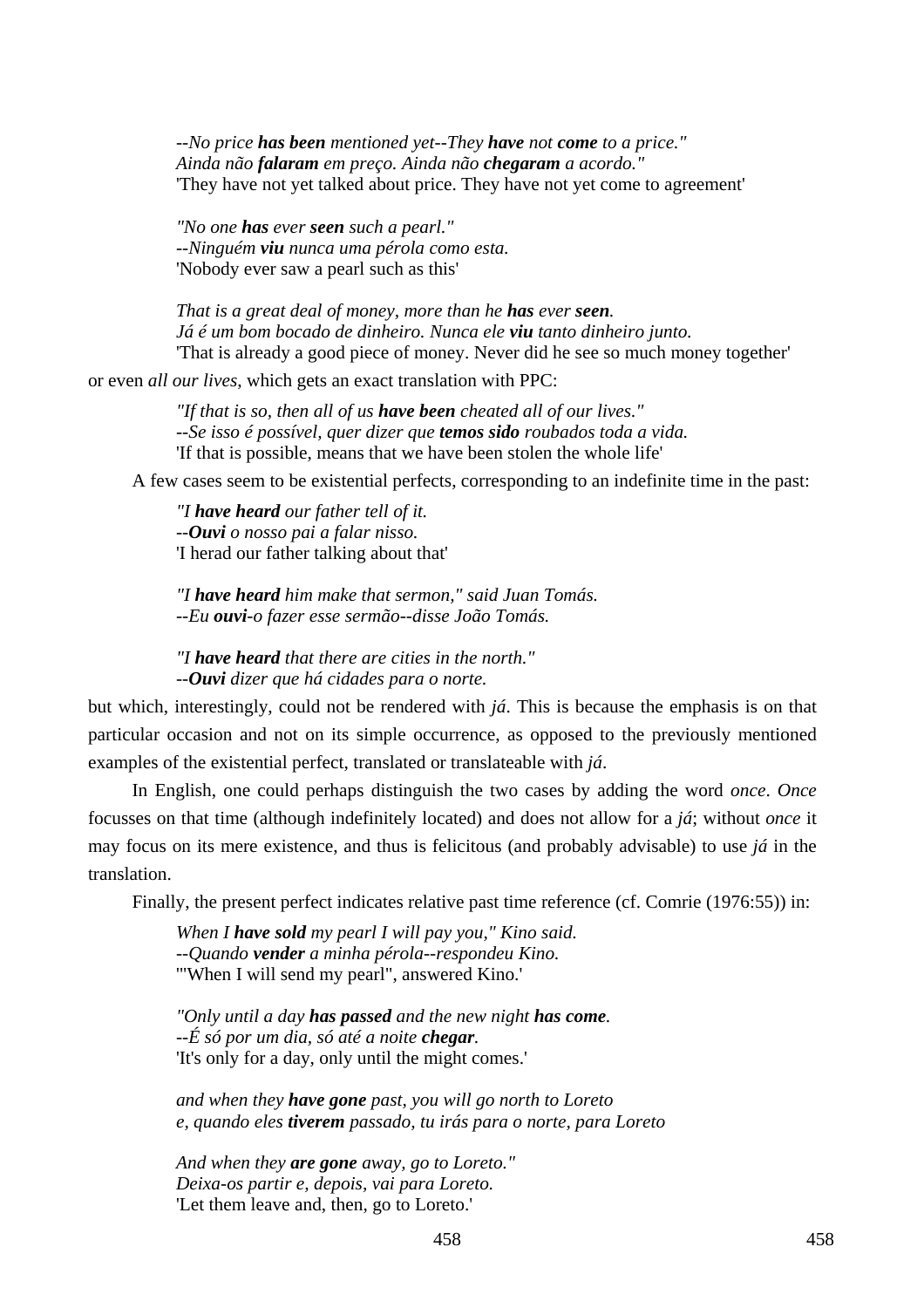*--No price **has been** mentioned yet--They **have** not **come** to a price."*
*Ainda não **falaram** em preço. Ainda não **chegaram** a acordo."*
'They have not yet talked about price. They have not yet come to agreement'

*"No one **has** ever **seen** such a pearl."*
*--Ninguém **viu** nunca uma pérola como esta.*
'Nobody ever saw a pearl such as this'

*That is a great deal of money, more than he **has** ever **seen**.*
*Já é um bom bocado de dinheiro. Nunca ele **viu** tanto dinheiro junto.*
'That is already a good piece of money. Never did he see so much money together'

or even *all our lives*, which gets an exact translation with PPC:

*"If that is so, then all of us **have been** cheated all of our lives."*
*--Se isso é possível, quer dizer que **temos sido** roubados toda a vida.*
'If that is possible, means that we have been stolen the whole life'

A few cases seem to be existential perfects, corresponding to an indefinite time in the past:

*"I **have heard** our father tell of it.*
*--**Ouvi** o nosso pai a falar nisso.*
'I herad our father talking about that'

*"I **have heard** him make that sermon," said Juan Tomás.*
*--Eu **ouvi**-o fazer esse sermão--disse João Tomás.*

*"I **have heard** that there are cities in the north."*
*--**Ouvi** dizer que há cidades para o norte.*

but which, interestingly, could not be rendered with *já*. This is because the emphasis is on that particular occasion and not on its simple occurrence, as opposed to the previously mentioned examples of the existential perfect, translated or translateable with *já*.

In English, one could perhaps distinguish the two cases by adding the word *once*. *Once* focusses on that time (although indefinitely located) and does not allow for a *já*; without *once* it may focus on its mere existence, and thus is felicitous (and probably advisable) to use *já* in the translation.

Finally, the present perfect indicates relative past time reference (cf. Comrie (1976:55)) in:

*When I **have sold** my pearl I will pay you," Kino said.*
*--Quando **vender** a minha pérola--respondeu Kino.*
'"When I will send my pearl", answered Kino.'

*"Only until a day **has passed** and the new night **has come**.*
*--É só por um dia, só até a noite **chegar**.*
'It's only for a day, only until the might comes.'

*and when they **have gone** past, you will go north to Loreto*
*e, quando eles **tiverem** passado, tu irás para o norte, para Loreto*

*And when they **are gone** away, go to Loreto."*
*Deixa-os partir e, depois, vai para Loreto.*
'Let them leave and, then, go to Loreto.'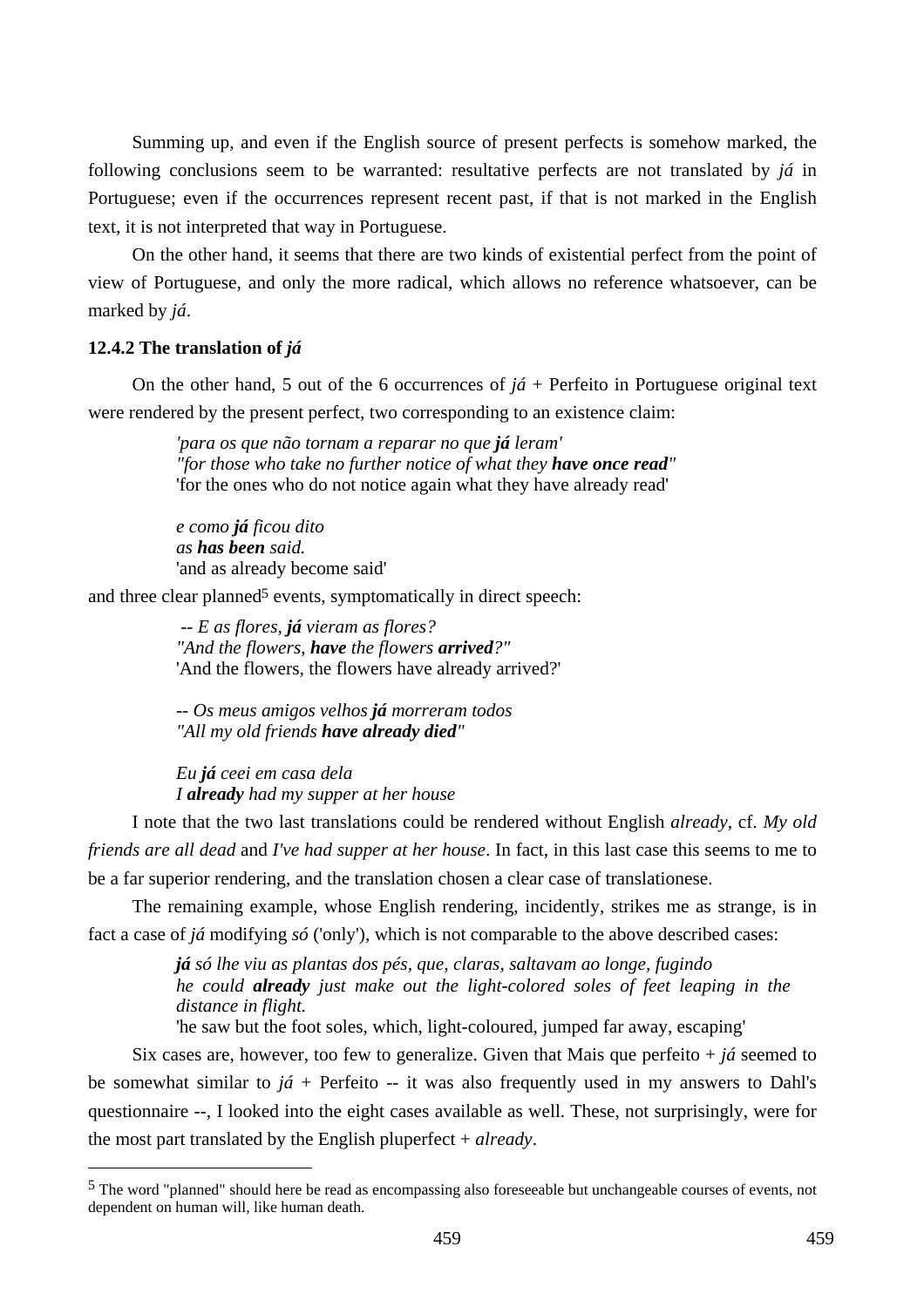Summing up, and even if the English source of present perfects is somehow marked, the following conclusions seem to be warranted: resultative perfects are not translated by *já* in Portuguese; even if the occurrences represent recent past, if that is not marked in the English text, it is not interpreted that way in Portuguese.

On the other hand, it seems that there are two kinds of existential perfect from the point of view of Portuguese, and only the more radical, which allows no reference whatsoever, can be marked by *já*.

### 12.4.2 The translation of *já*

On the other hand, 5 out of the 6 occurrences of *já* + Perfeito in Portuguese original text were rendered by the present perfect, two corresponding to an existence claim:

> *'para os que não tornam a reparar no que **já** leram'*
> *"for those who take no further notice of what they **have once read**"*
> 'for the ones who do not notice again what they have already read'
>
> *e como **já** ficou dito*
> *as **has been** said.*
> 'and as already become said'

and three clear planned[5] events, symptomatically in direct speech:

> *-- E as flores, **já** vieram as flores?*
> *"And the flowers, **have** the flowers **arrived**?"*
> 'And the flowers, the flowers have already arrived?'
>
> *-- Os meus amigos velhos **já** morreram todos*
> *"All my old friends **have already died**"*
>
> *Eu **já** ceei em casa dela*
> *I **already** had my supper at her house*

I note that the two last translations could be rendered without English *already*, cf. *My old friends are all dead* and *I've had supper at her house*. In fact, in this last case this seems to me to be a far superior rendering, and the translation chosen a clear case of translationese.

The remaining example, whose English rendering, incidently, strikes me as strange, is in fact a case of *já* modifying *só* ('only'), which is not comparable to the above described cases:

> ***já** só lhe viu as plantas dos pés, que, claras, saltavam ao longe, fugindo*
> *he could **already** just make out the light-colored soles of feet leaping in the distance in flight.*
> 'he saw but the foot soles, which, light-coloured, jumped far away, escaping'

Six cases are, however, too few to generalize. Given that Mais que perfeito + *já* seemed to be somewhat similar to *já* + Perfeito -- it was also frequently used in my answers to Dahl's questionnaire --, I looked into the eight cases available as well. These, not surprisingly, were for the most part translated by the English pluperfect + *already*.

---

[5] The word "planned" should here be read as encompassing also foreseeable but unchangeable courses of events, not dependent on human will, like human death.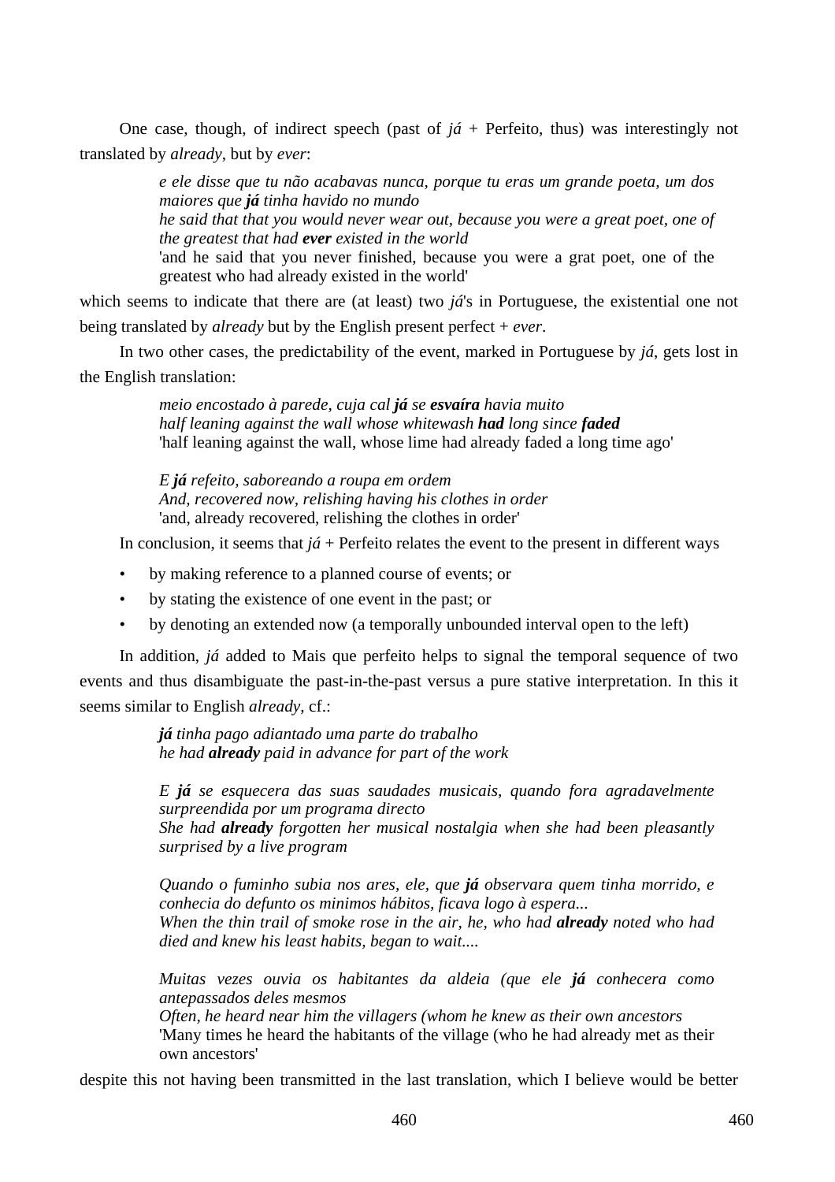One case, though, of indirect speech (past of *já* + Perfeito, thus) was interestingly not translated by *already*, but by *ever*:

> *e ele disse que tu não acabavas nunca, porque tu eras um grande poeta, um dos maiores que **já** tinha havido no mundo*
> *he said that that you would never wear out, because you were a great poet, one of the greatest that had **ever** existed in the world*
> 'and he said that you never finished, because you were a grat poet, one of the greatest who had already existed in the world'

which seems to indicate that there are (at least) two *já*'s in Portuguese, the existential one not being translated by *already* but by the English present perfect + *ever*.

In two other cases, the predictability of the event, marked in Portuguese by *já*, gets lost in the English translation:

> *meio encostado à parede, cuja cal **já** se **esvaíra** havia muito*
> *half leaning against the wall whose whitewash **had** long since **faded***
> 'half leaning against the wall, whose lime had already faded a long time ago'
>
> *E **já** refeito, saboreando a roupa em ordem*
> *And, recovered now, relishing having his clothes in order*
> 'and, already recovered, relishing the clothes in order'

In conclusion, it seems that *já* + Perfeito relates the event to the present in different ways

- by making reference to a planned course of events; or
- by stating the existence of one event in the past; or
- by denoting an extended now (a temporally unbounded interval open to the left)

In addition, *já* added to Mais que perfeito helps to signal the temporal sequence of two events and thus disambiguate the past-in-the-past versus a pure stative interpretation. In this it seems similar to English *already*, cf.:

> ***já** tinha pago adiantado uma parte do trabalho*
> *he had **already** paid in advance for part of the work*
>
> *E **já** se esquecera das suas saudades musicais, quando fora agradavelmente surpreendida por um programa directo*
> *She had **already** forgotten her musical nostalgia when she had been pleasantly surprised by a live program*
>
> *Quando o fuminho subia nos ares, ele, que **já** observara quem tinha morrido, e conhecia do defunto os minimos hábitos, ficava logo à espera...*
> *When the thin trail of smoke rose in the air, he, who had **already** noted who had died and knew his least habits, began to wait....*
>
> *Muitas vezes ouvia os habitantes da aldeia (que ele **já** conhecera como antepassados deles mesmos*
> *Often, he heard near him the villagers (whom he knew as their own ancestors*
> 'Many times he heard the habitants of the village (who he had already met as their own ancestors'

despite this not having been transmitted in the last translation, which I believe would be better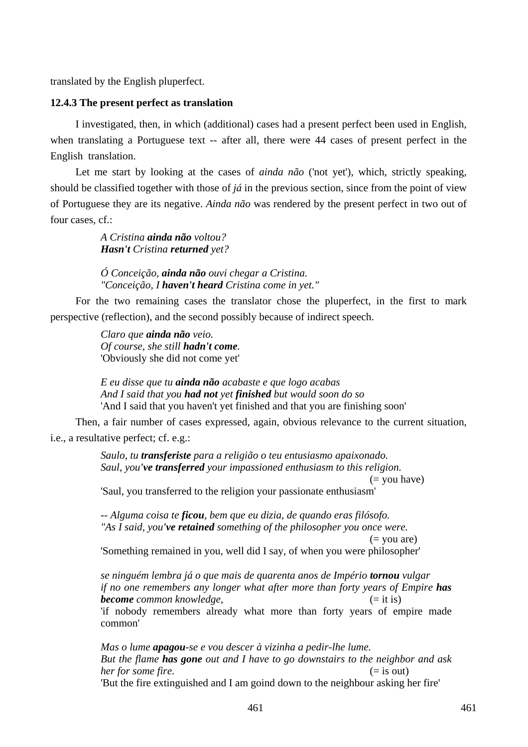translated by the English pluperfect.

### 12.4.3 The present perfect as translation

I investigated, then, in which (additional) cases had a present perfect been used in English, when translating a Portuguese text -- after all, there were 44 cases of present perfect in the English translation.

Let me start by looking at the cases of *ainda não* ('not yet'), which, strictly speaking, should be classified together with those of *já* in the previous section, since from the point of view of Portuguese they are its negative. *Ainda não* was rendered by the present perfect in two out of four cases, cf.:

> *A Cristina **ainda não** voltou?*
> ***Hasn't** Cristina **returned** yet?*
>
> *Ó Conceição, **ainda não** ouvi chegar a Cristina.*
> *"Conceição, I **haven't heard** Cristina come in yet."*

For the two remaining cases the translator chose the pluperfect, in the first to mark perspective (reflection), and the second possibly because of indirect speech.

> *Claro que **ainda não** veio.*
> *Of course, she still **hadn't come**.*
> 'Obviously she did not come yet'
>
> *E eu disse que tu **ainda não** acabaste e que logo acabas*
> *And I said that you **had not** yet **finished** but would soon do so*
> 'And I said that you haven't yet finished and that you are finishing soon'

Then, a fair number of cases expressed, again, obvious relevance to the current situation, i.e., a resultative perfect; cf. e.g.:

> *Saulo, tu **transferiste** para a religião o teu entusiasmo apaixonado.*
> *Saul, you**'ve transferred** your impassioned enthusiasm to this religion.* (= you have)
> 'Saul, you transferred to the religion your passionate enthusiasm'
>
> *-- Alguma coisa te **ficou**, bem que eu dizia, de quando eras filósofo.*
> *"As I said, you**'ve retained** something of the philosopher you once were.* (= you are)
> 'Something remained in you, well did I say, of when you were philosopher'
>
> *se ninguém lembra já o que mais de quarenta anos de Império **tornou** vulgar*
> *if no one remembers any longer what after more than forty years of Empire **has become** common knowledge,* (= it is)
> 'if nobody remembers already what more than forty years of empire made common'
>
> *Mas o lume **apagou**-se e vou descer à vizinha a pedir-lhe lume.*
> *But the flame **has gone** out and I have to go downstairs to the neighbor and ask her for some fire.* (= is out)
> 'But the fire extinguished and I am goind down to the neighbour asking her fire'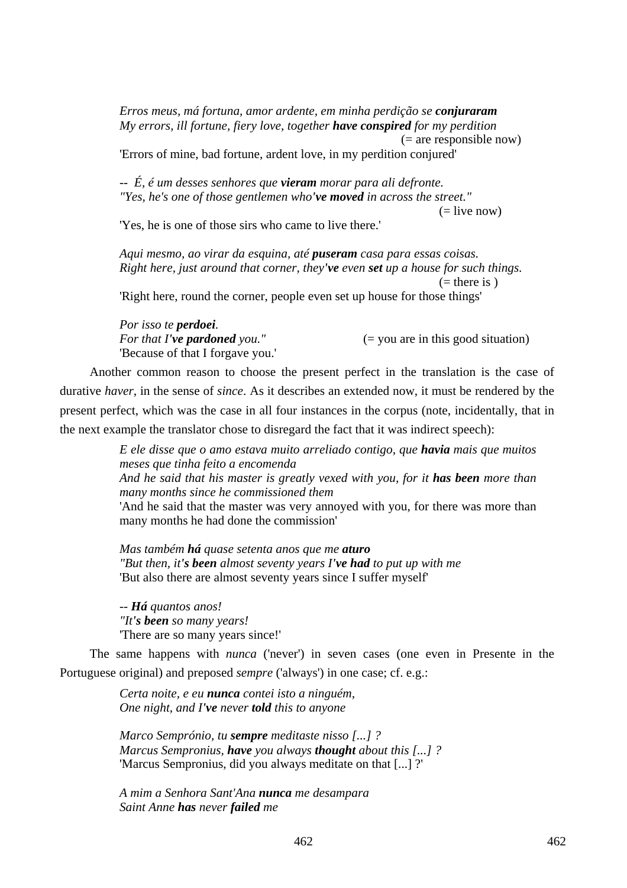> *Erros meus, má fortuna, amor ardente, em minha perdição se **conjuraram***
> *My errors, ill fortune, fiery love, together **have conspired** for my perdition*
> (= are responsible now)
> 'Errors of mine, bad fortune, ardent love, in my perdition conjured'

> *-- É, é um desses senhores que **vieram** morar para ali defronte.*
> *"Yes, he's one of those gentlemen who**'ve moved** in across the street."*
> (= live now)
> 'Yes, he is one of those sirs who came to live there.'

> *Aqui mesmo, ao virar da esquina, até **puseram** casa para essas coisas.*
> *Right here, just around that corner, they**'ve** even **set** up a house for such things.*
> (= there is )
> 'Right here, round the corner, people even set up house for those things'

> *Por isso te **perdoei**.*
> *For that I**'ve pardoned** you."* (= you are in this good situation)
> 'Because of that I forgave you.'

Another common reason to choose the present perfect in the translation is the case of durative *haver*, in the sense of *since*. As it describes an extended now, it must be rendered by the present perfect, which was the case in all four instances in the corpus (note, incidentally, that in the next example the translator chose to disregard the fact that it was indirect speech):

> *E ele disse que o amo estava muito arreliado contigo, que **havia** mais que muitos meses que tinha feito a encomenda*
> *And he said that his master is greatly vexed with you, for it **has been** more than many months since he commissioned them*
> 'And he said that the master was very annoyed with you, for there was more than many months he had done the commission'

> *Mas também **há** quase setenta anos que me **aturo***
> *"But then, it**'s been** almost seventy years I**'ve had** to put up with me*
> 'But also there are almost seventy years since I suffer myself'

> *-- **Há** quantos anos!*
> *"It**'s been** so many years!*
> 'There are so many years since!'

The same happens with *nunca* ('never') in seven cases (one even in Presente in the Portuguese original) and preposed *sempre* ('always') in one case; cf. e.g.:

> *Certa noite, e eu **nunca** contei isto a ninguém,*
> *One night, and I**'ve** never **told** this to anyone*

> *Marco Semprónio, tu **sempre** meditaste nisso [...] ?*
> *Marcus Sempronius, **have** you always **thought** about this [...] ?*
> 'Marcus Sempronius, did you always meditate on that [...] ?'

> *A mim a Senhora Sant'Ana **nunca** me desampara*
> *Saint Anne **has** never **failed** me*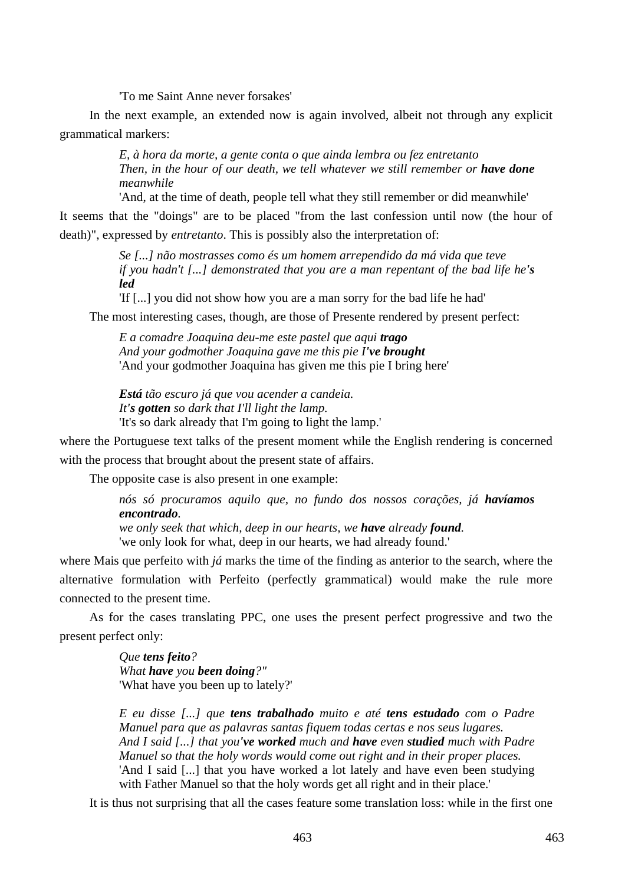'To me Saint Anne never forsakes'

In the next example, an extended now is again involved, albeit not through any explicit grammatical markers:

> *E, à hora da morte, a gente conta o que ainda lembra ou fez entretanto*
> *Then, in the hour of our death, we tell whatever we still remember or **have done** meanwhile*
> 'And, at the time of death, people tell what they still remember or did meanwhile'

It seems that the "doings" are to be placed "from the last confession until now (the hour of death)", expressed by *entretanto*. This is possibly also the interpretation of:

> *Se [...] não mostrasses como és um homem arrependido da má vida que teve*
> *if you hadn't [...] demonstrated that you are a man repentant of the bad life he**'s led***
> 'If [...] you did not show how you are a man sorry for the bad life he had'

The most interesting cases, though, are those of Presente rendered by present perfect:

> *E a comadre Joaquina deu-me este pastel que aqui **trago***
> *And your godmother Joaquina gave me this pie **I've brought***
> 'And your godmother Joaquina has given me this pie I bring here'
>
> ***Está** tão escuro já que vou acender a candeia.*
> *It**'s gotten** so dark that I'll light the lamp.*
> 'It's so dark already that I'm going to light the lamp.'

where the Portuguese text talks of the present moment while the English rendering is concerned with the process that brought about the present state of affairs.

The opposite case is also present in one example:

> *nós só procuramos aquilo que, no fundo dos nossos corações, já **havíamos encontrado**.*
> *we only seek that which, deep in our hearts, we **have** already **found**.*
> 'we only look for what, deep in our hearts, we had already found.'

where Mais que perfeito with *já* marks the time of the finding as anterior to the search, where the alternative formulation with Perfeito (perfectly grammatical) would make the rule more connected to the present time.

As for the cases translating PPC, one uses the present perfect progressive and two the present perfect only:

> *Que **tens feito**?*
> *What **have** you **been doing**?"*
> 'What have you been up to lately?'
>
> *E eu disse [...] que **tens trabalhado** muito e até **tens estudado** com o Padre Manuel para que as palavras santas fiquem todas certas e nos seus lugares.*
> *And I said [...] that you**'ve worked** much and **have** even **studied** much with Padre Manuel so that the holy words would come out right and in their proper places.*
> 'And I said [...] that you have worked a lot lately and have even been studying with Father Manuel so that the holy words get all right and in their place.'

It is thus not surprising that all the cases feature some translation loss: while in the first one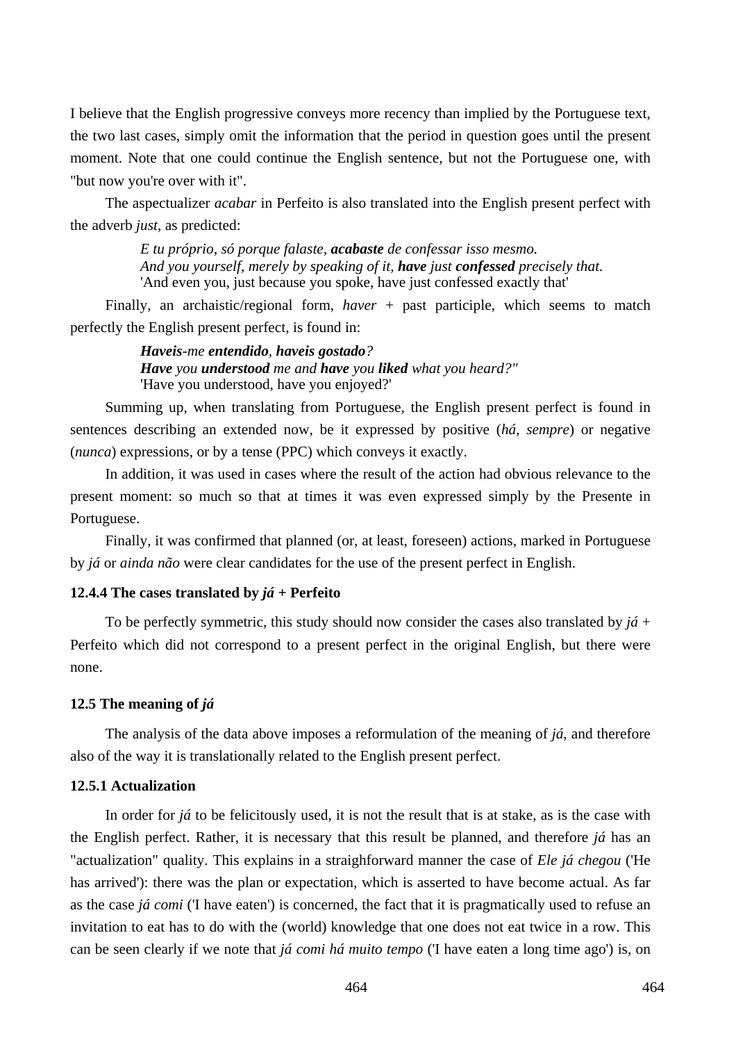I believe that the English progressive conveys more recency than implied by the Portuguese text, the two last cases, simply omit the information that the period in question goes until the present moment. Note that one could continue the English sentence, but not the Portuguese one, with "but now you're over with it".

The aspectualizer *acabar* in Perfeito is also translated into the English present perfect with the adverb *just*, as predicted:

> *E tu próprio, só porque falaste, **acabaste** de confessar isso mesmo.*
> *And you yourself, merely by speaking of it, **have** just **confessed** precisely that.*
> 'And even you, just because you spoke, have just confessed exactly that'

Finally, an archaistic/regional form, *haver* + past participle, which seems to match perfectly the English present perfect, is found in:

> ***Haveis**-me **entendido**, **haveis gostado**?*
> ***Have** you **understood** me and **have** you **liked** what you heard?"*
> 'Have you understood, have you enjoyed?'

Summing up, when translating from Portuguese, the English present perfect is found in sentences describing an extended now, be it expressed by positive (*há*, *sempre*) or negative (*nunca*) expressions, or by a tense (PPC) which conveys it exactly.

In addition, it was used in cases where the result of the action had obvious relevance to the present moment: so much so that at times it was even expressed simply by the Presente in Portuguese.

Finally, it was confirmed that planned (or, at least, foreseen) actions, marked in Portuguese by *já* or *ainda não* were clear candidates for the use of the present perfect in English.

#### 12.4.4 The cases translated by *já* + Perfeito

To be perfectly symmetric, this study should now consider the cases also translated by *já* + Perfeito which did not correspond to a present perfect in the original English, but there were none.

### 12.5 The meaning of *já*

The analysis of the data above imposes a reformulation of the meaning of *já*, and therefore also of the way it is translationally related to the English present perfect.

#### 12.5.1 Actualization

In order for *já* to be felicitously used, it is not the result that is at stake, as is the case with the English perfect. Rather, it is necessary that this result be planned, and therefore *já* has an "actualization" quality. This explains in a straighforward manner the case of *Ele já chegou* ('He has arrived'): there was the plan or expectation, which is asserted to have become actual. As far as the case *já comi* ('I have eaten') is concerned, the fact that it is pragmatically used to refuse an invitation to eat has to do with the (world) knowledge that one does not eat twice in a row. This can be seen clearly if we note that *já comi há muito tempo* ('I have eaten a long time ago') is, on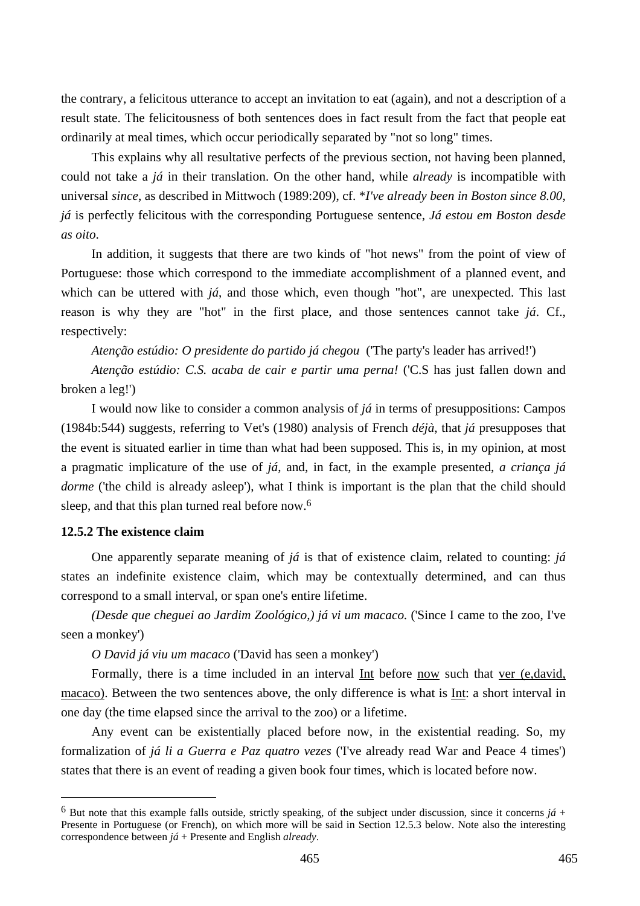the contrary, a felicitous utterance to accept an invitation to eat (again), and not a description of a result state. The felicitousness of both sentences does in fact result from the fact that people eat ordinarily at meal times, which occur periodically separated by "not so long" times.

This explains why all resultative perfects of the previous section, not having been planned, could not take a *já* in their translation. On the other hand, while *already* is incompatible with universal *since*, as described in Mittwoch (1989:209), cf. \**I've already been in Boston since 8.00*, *já* is perfectly felicitous with the corresponding Portuguese sentence, *Já estou em Boston desde as oito*.

In addition, it suggests that there are two kinds of "hot news" from the point of view of Portuguese: those which correspond to the immediate accomplishment of a planned event, and which can be uttered with *já*, and those which, even though "hot", are unexpected. This last reason is why they are "hot" in the first place, and those sentences cannot take *já*. Cf., respectively:

*Atenção estúdio: O presidente do partido já chegou* ('The party's leader has arrived!')

*Atenção estúdio: C.S. acaba de cair e partir uma perna!* ('C.S has just fallen down and broken a leg!')

I would now like to consider a common analysis of *já* in terms of presuppositions: Campos (1984b:544) suggests, referring to Vet's (1980) analysis of French *déjà*, that *já* presupposes that the event is situated earlier in time than what had been supposed. This is, in my opinion, at most a pragmatic implicature of the use of *já*, and, in fact, in the example presented, *a criança já dorme* ('the child is already asleep'), what I think is important is the plan that the child should sleep, and that this plan turned real before now.[6]

### 12.5.2 The existence claim

One apparently separate meaning of *já* is that of existence claim, related to counting: *já* states an indefinite existence claim, which may be contextually determined, and can thus correspond to a small interval, or span one's entire lifetime.

*(Desde que cheguei ao Jardim Zoológico,) já vi um macaco.* ('Since I came to the zoo, I've seen a monkey')

*O David já viu um macaco* ('David has seen a monkey')

Formally, there is a time included in an interval <u>Int</u> before <u>now</u> such that <u>ver (e,david, macaco)</u>. Between the two sentences above, the only difference is what is <u>Int</u>: a short interval in one day (the time elapsed since the arrival to the zoo) or a lifetime.

Any event can be existentially placed before now, in the existential reading. So, my formalization of *já li a Guerra e Paz quatro vezes* ('I've already read War and Peace 4 times') states that there is an event of reading a given book four times, which is located before now.

---

[6] But note that this example falls outside, strictly speaking, of the subject under discussion, since it concerns *já* + Presente in Portuguese (or French), on which more will be said in Section 12.5.3 below. Note also the interesting correspondence between *já* + Presente and English *already*.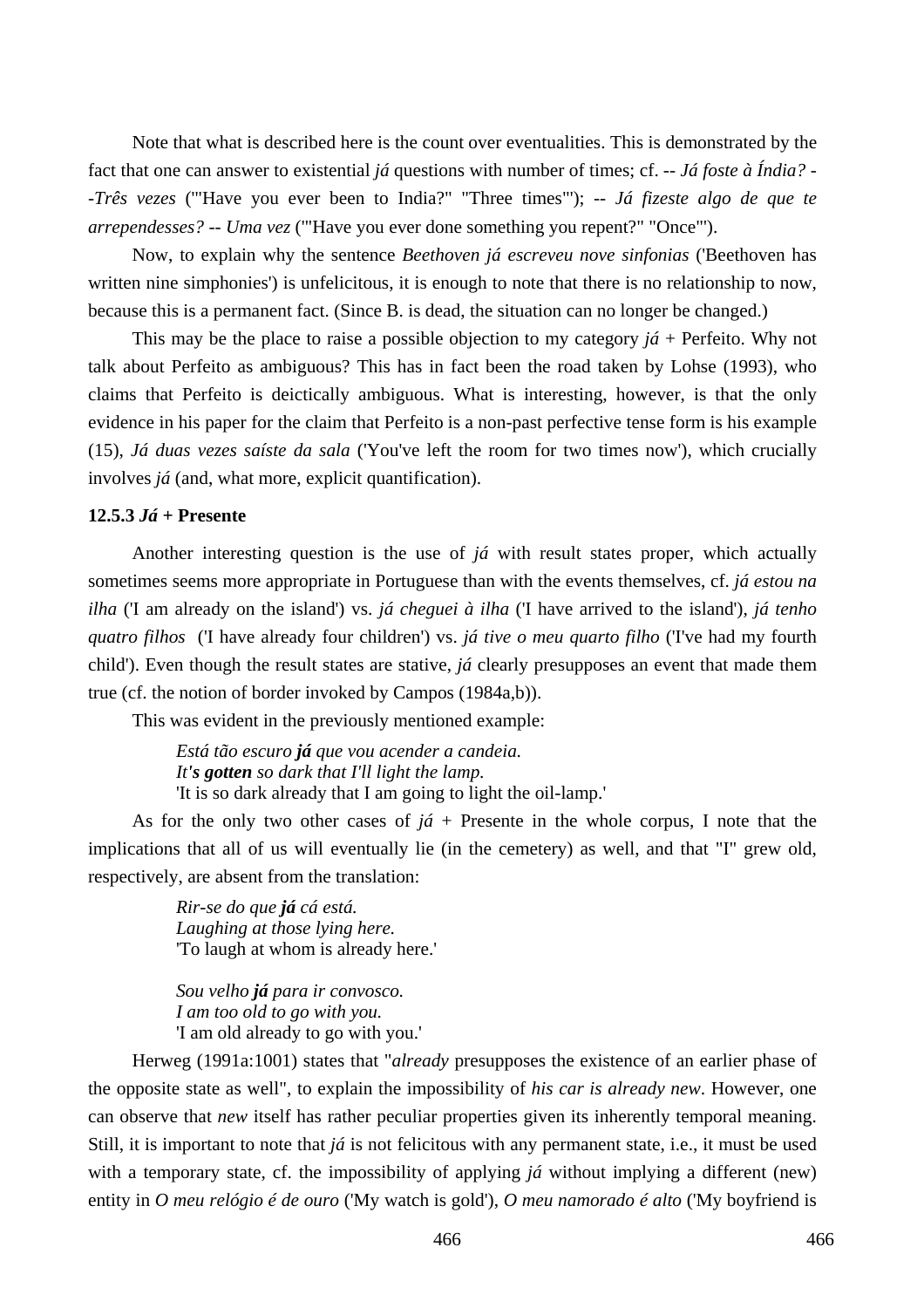Note that what is described here is the count over eventualities. This is demonstrated by the fact that one can answer to existential *já* questions with number of times; cf. -- *Já foste à Índia? --Três vezes* ('"Have you ever been to India?" "Three times"'); -- *Já fizeste algo de que te arrependesses? -- Uma vez* ('"Have you ever done something you repent?" "Once"').

Now, to explain why the sentence *Beethoven já escreveu nove sinfonias* ('Beethoven has written nine simphonies') is unfelicitous, it is enough to note that there is no relationship to now, because this is a permanent fact. (Since B. is dead, the situation can no longer be changed.)

This may be the place to raise a possible objection to my category *já* + Perfeito. Why not talk about Perfeito as ambiguous? This has in fact been the road taken by Lohse (1993), who claims that Perfeito is deictically ambiguous. What is interesting, however, is that the only evidence in his paper for the claim that Perfeito is a non-past perfective tense form is his example (15), *Já duas vezes saíste da sala* ('You've left the room for two times now'), which crucially involves *já* (and, what more, explicit quantification).

### 12.5.3 *Já* + Presente

Another interesting question is the use of *já* with result states proper, which actually sometimes seems more appropriate in Portuguese than with the events themselves, cf. *já estou na ilha* ('I am already on the island') vs. *já cheguei à ilha* ('I have arrived to the island'), *já tenho quatro filhos* ('I have already four children') vs. *já tive o meu quarto filho* ('I've had my fourth child'). Even though the result states are stative, *já* clearly presupposes an event that made them true (cf. the notion of border invoked by Campos (1984a,b)).

This was evident in the previously mentioned example:

> *Está tão escuro **já** que vou acender a candeia.*
> *It'**s gotten** so dark that I'll light the lamp.*
> 'It is so dark already that I am going to light the oil-lamp.'

As for the only two other cases of *já* + Presente in the whole corpus, I note that the implications that all of us will eventually lie (in the cemetery) as well, and that "I" grew old, respectively, are absent from the translation:

> *Rir-se do que **já** cá está.*
> *Laughing at those lying here.*
> 'To laugh at whom is already here.'
>
> *Sou velho **já** para ir convosco.*
> *I am too old to go with you.*
> 'I am old already to go with you.'

Herweg (1991a:1001) states that "*already* presupposes the existence of an earlier phase of the opposite state as well", to explain the impossibility of *his car is already new*. However, one can observe that *new* itself has rather peculiar properties given its inherently temporal meaning. Still, it is important to note that *já* is not felicitous with any permanent state, i.e., it must be used with a temporary state, cf. the impossibility of applying *já* without implying a different (new) entity in *O meu relógio é de ouro* ('My watch is gold'), *O meu namorado é alto* ('My boyfriend is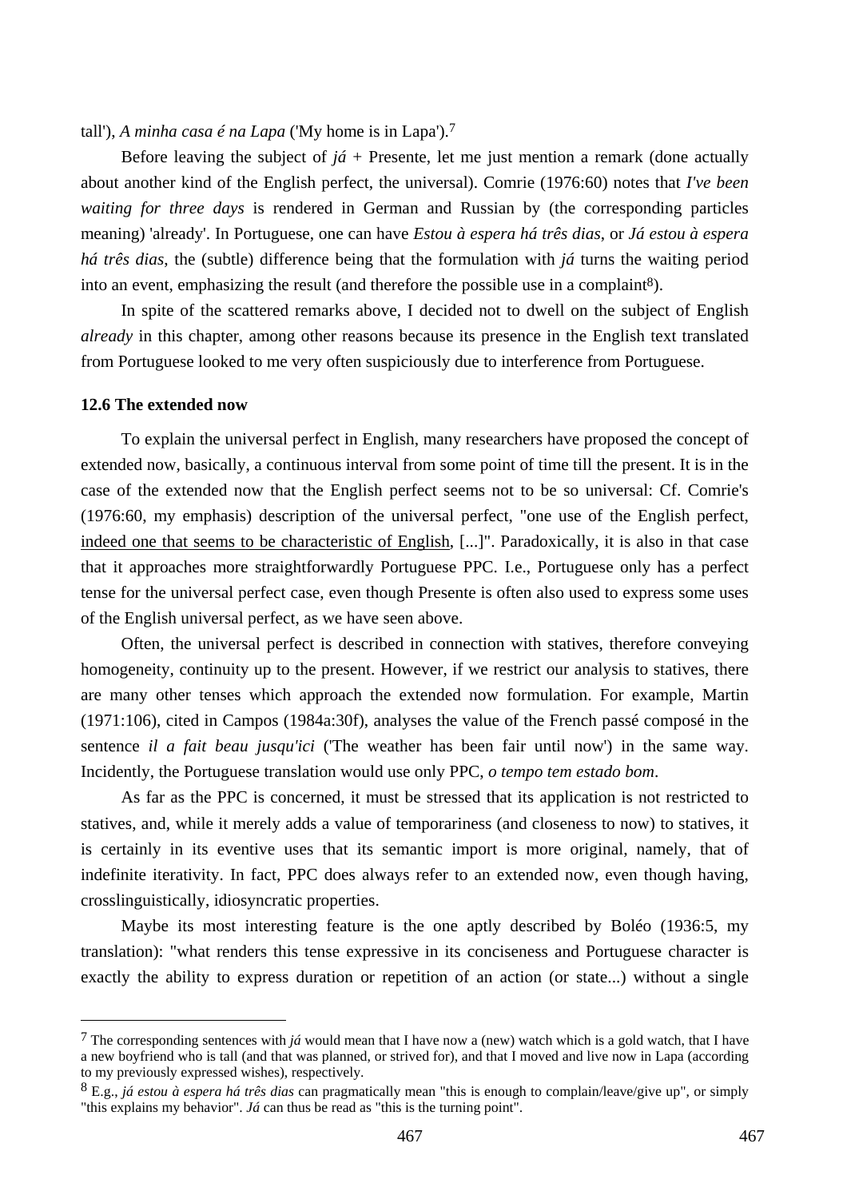tall'), *A minha casa é na Lapa* ('My home is in Lapa').[7]

Before leaving the subject of *já* + Presente, let me just mention a remark (done actually about another kind of the English perfect, the universal). Comrie (1976:60) notes that *I've been waiting for three days* is rendered in German and Russian by (the corresponding particles meaning) 'already'. In Portuguese, one can have *Estou à espera há três dias*, or *Já estou à espera há três dias*, the (subtle) difference being that the formulation with *já* turns the waiting period into an event, emphasizing the result (and therefore the possible use in a complaint[8]).

In spite of the scattered remarks above, I decided not to dwell on the subject of English *already* in this chapter, among other reasons because its presence in the English text translated from Portuguese looked to me very often suspiciously due to interference from Portuguese.

### 12.6 The extended now

To explain the universal perfect in English, many researchers have proposed the concept of extended now, basically, a continuous interval from some point of time till the present. It is in the case of the extended now that the English perfect seems not to be so universal: Cf. Comrie's (1976:60, my emphasis) description of the universal perfect, "one use of the English perfect, <u>indeed one that seems to be characteristic of English</u>, [...]". Paradoxically, it is also in that case that it approaches more straightforwardly Portuguese PPC. I.e., Portuguese only has a perfect tense for the universal perfect case, even though Presente is often also used to express some uses of the English universal perfect, as we have seen above.

Often, the universal perfect is described in connection with statives, therefore conveying homogeneity, continuity up to the present. However, if we restrict our analysis to statives, there are many other tenses which approach the extended now formulation. For example, Martin (1971:106), cited in Campos (1984a:30f), analyses the value of the French passé composé in the sentence *il a fait beau jusqu'ici* ('The weather has been fair until now') in the same way. Incidentally, the Portuguese translation would use only PPC, *o tempo tem estado bom*.

As far as the PPC is concerned, it must be stressed that its application is not restricted to statives, and, while it merely adds a value of temporariness (and closeness to now) to statives, it is certainly in its eventive uses that its semantic import is more original, namely, that of indefinite iterativity. In fact, PPC does always refer to an extended now, even though having, crosslinguistically, idiosyncratic properties.

Maybe its most interesting feature is the one aptly described by Boléo (1936:5, my translation): "what renders this tense expressive in its conciseness and Portuguese character is exactly the ability to express duration or repetition of an action (or state...) without a single

---

[7] The corresponding sentences with *já* would mean that I have now a (new) watch which is a gold watch, that I have a new boyfriend who is tall (and that was planned, or strived for), and that I moved and live now in Lapa (according to my previously expressed wishes), respectively.

[8] E.g., *já estou à espera há três dias* can pragmatically mean "this is enough to complain/leave/give up", or simply "this explains my behavior". *Já* can thus be read as "this is the turning point".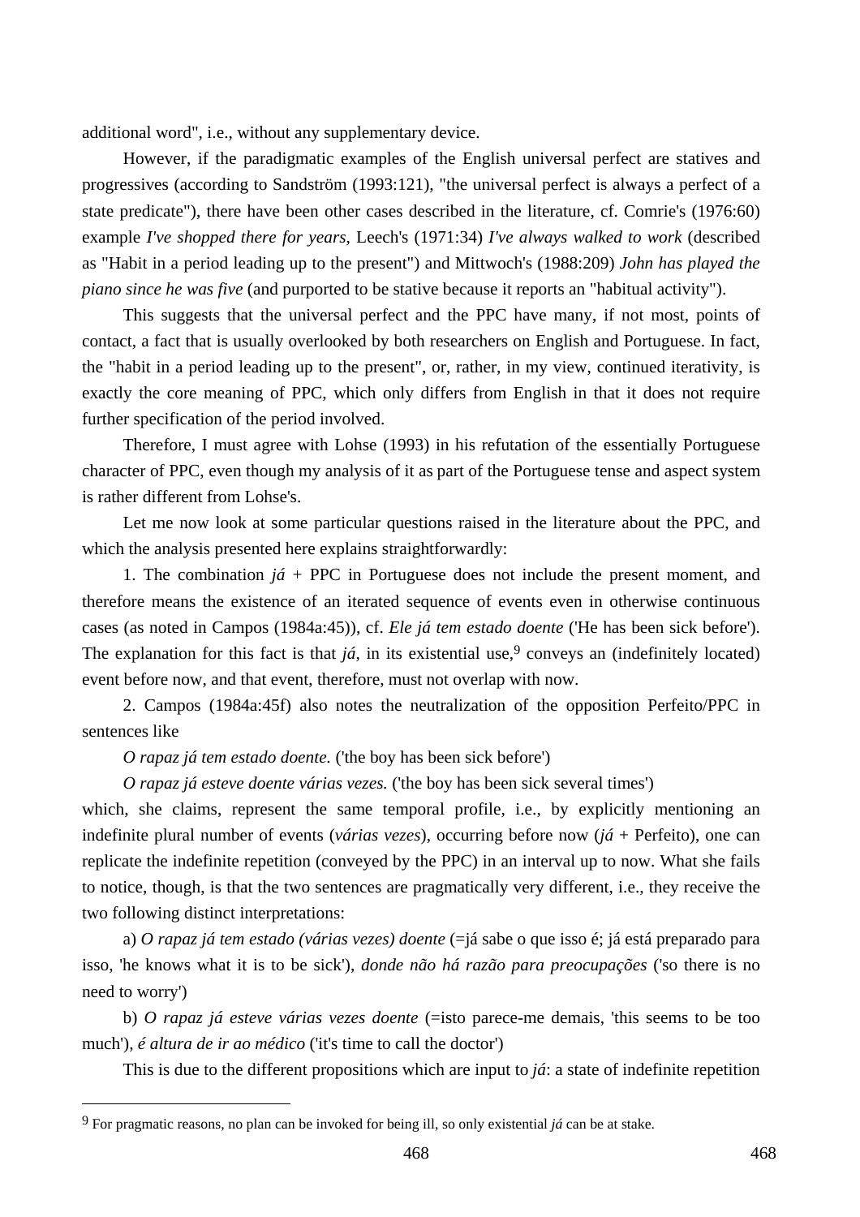additional word", i.e., without any supplementary device.

However, if the paradigmatic examples of the English universal perfect are statives and progressives (according to Sandström (1993:121), "the universal perfect is always a perfect of a state predicate"), there have been other cases described in the literature, cf. Comrie's (1976:60) example *I've shopped there for years*, Leech's (1971:34) *I've always walked to work* (described as "Habit in a period leading up to the present") and Mittwoch's (1988:209) *John has played the piano since he was five* (and purported to be stative because it reports an "habitual activity").

This suggests that the universal perfect and the PPC have many, if not most, points of contact, a fact that is usually overlooked by both researchers on English and Portuguese. In fact, the "habit in a period leading up to the present", or, rather, in my view, continued iterativity, is exactly the core meaning of PPC, which only differs from English in that it does not require further specification of the period involved.

Therefore, I must agree with Lohse (1993) in his refutation of the essentially Portuguese character of PPC, even though my analysis of it as part of the Portuguese tense and aspect system is rather different from Lohse's.

Let me now look at some particular questions raised in the literature about the PPC, and which the analysis presented here explains straightforwardly:

1. The combination *já* + PPC in Portuguese does not include the present moment, and therefore means the existence of an iterated sequence of events even in otherwise continuous cases (as noted in Campos (1984a:45)), cf. *Ele já tem estado doente* ('He has been sick before'). The explanation for this fact is that *já*, in its existential use,[9] conveys an (indefinitely located) event before now, and that event, therefore, must not overlap with now.

2. Campos (1984a:45f) also notes the neutralization of the opposition Perfeito/PPC in sentences like

*O rapaz já tem estado doente.* ('the boy has been sick before')

*O rapaz já esteve doente várias vezes.* ('the boy has been sick several times')

which, she claims, represent the same temporal profile, i.e., by explicitly mentioning an indefinite plural number of events (*várias vezes*), occurring before now (*já* + Perfeito), one can replicate the indefinite repetition (conveyed by the PPC) in an interval up to now. What she fails to notice, though, is that the two sentences are pragmatically very different, i.e., they receive the two following distinct interpretations:

a) *O rapaz já tem estado (várias vezes) doente* (=já sabe o que isso é; já está preparado para isso, 'he knows what it is to be sick'), *donde não há razão para preocupações* ('so there is no need to worry')

b) *O rapaz já esteve várias vezes doente* (=isto parece-me demais, 'this seems to be too much'), *é altura de ir ao médico* ('it's time to call the doctor')

This is due to the different propositions which are input to *já*: a state of indefinite repetition

[9] For pragmatic reasons, no plan can be invoked for being ill, so only existential *já* can be at stake.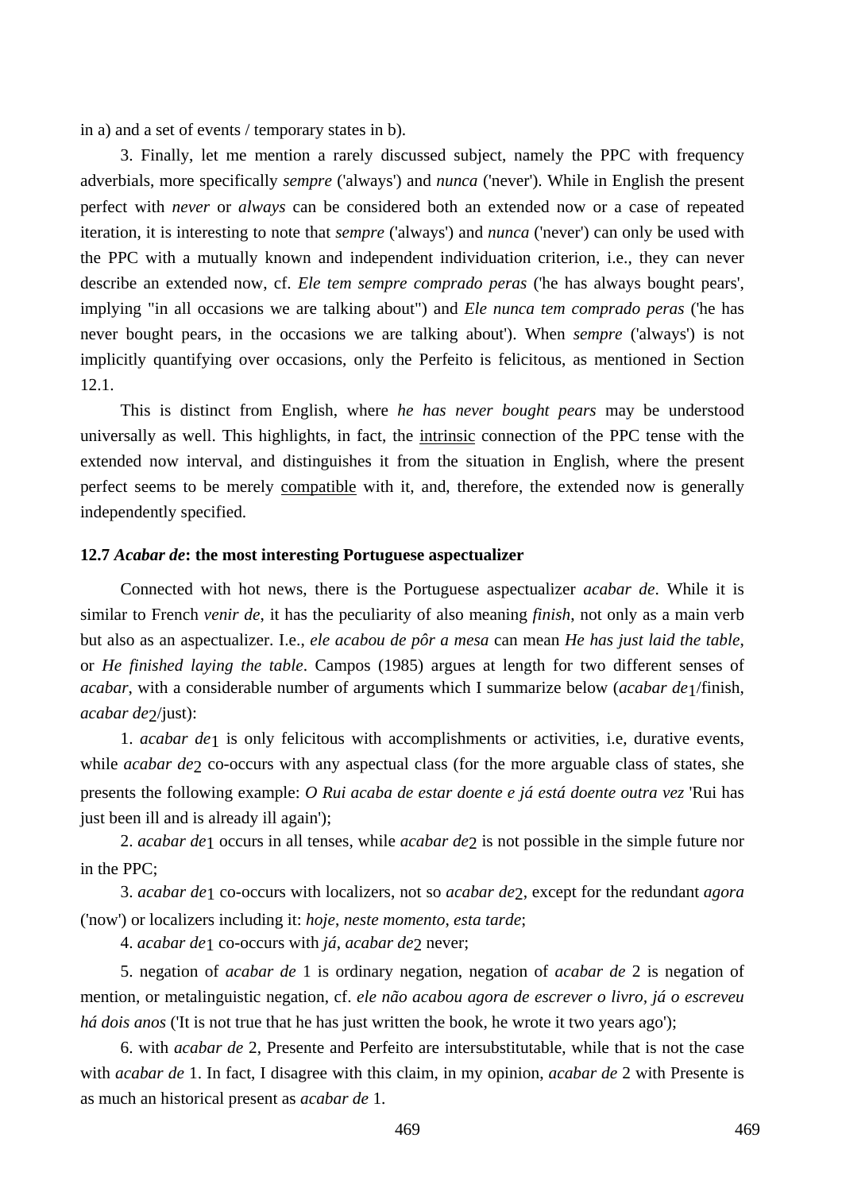in a) and a set of events / temporary states in b).

3. Finally, let me mention a rarely discussed subject, namely the PPC with frequency adverbials, more specifically *sempre* ('always') and *nunca* ('never'). While in English the present perfect with *never* or *always* can be considered both an extended now or a case of repeated iteration, it is interesting to note that *sempre* ('always') and *nunca* ('never') can only be used with the PPC with a mutually known and independent individuation criterion, i.e., they can never describe an extended now, cf. *Ele tem sempre comprado peras* ('he has always bought pears', implying "in all occasions we are talking about") and *Ele nunca tem comprado peras* ('he has never bought pears, in the occasions we are talking about'). When *sempre* ('always') is not implicitly quantifying over occasions, only the Perfeito is felicitous, as mentioned in Section 12.1.

This is distinct from English, where *he has never bought pears* may be understood universally as well. This highlights, in fact, the intrinsic connection of the PPC tense with the extended now interval, and distinguishes it from the situation in English, where the present perfect seems to be merely compatible with it, and, therefore, the extended now is generally independently specified.

### 12.7 *Acabar de*: the most interesting Portuguese aspectualizer

Connected with hot news, there is the Portuguese aspectualizer *acabar de*. While it is similar to French *venir de*, it has the peculiarity of also meaning *finish*, not only as a main verb but also as an aspectualizer. I.e., *ele acabou de pôr a mesa* can mean *He has just laid the table*, or *He finished laying the table*. Campos (1985) argues at length for two different senses of *acabar*, with a considerable number of arguments which I summarize below (*acabar de*$_1$/finish, *acabar de*$_2$/just):

1. *acabar de*$_1$ is only felicitous with accomplishments or activities, i.e, durative events, while *acabar de*$_2$ co-occurs with any aspectual class (for the more arguable class of states, she presents the following example: *O Rui acaba de estar doente e já está doente outra vez* 'Rui has just been ill and is already ill again');

2. *acabar de*$_1$ occurs in all tenses, while *acabar de*$_2$ is not possible in the simple future nor in the PPC;

3. *acabar de*$_1$ co-occurs with localizers, not so *acabar de*$_2$, except for the redundant *agora* ('now') or localizers including it: *hoje*, *neste momento*, *esta tarde*;

4. *acabar de*$_1$ co-occurs with *já*, *acabar de*$_2$ never;

5. negation of *acabar de* 1 is ordinary negation, negation of *acabar de* 2 is negation of mention, or metalinguistic negation, cf. *ele não acabou agora de escrever o livro, já o escreveu há dois anos* ('It is not true that he has just written the book, he wrote it two years ago');

6. with *acabar de* 2, Presente and Perfeito are intersubstitutable, while that is not the case with *acabar de* 1. In fact, I disagree with this claim, in my opinion, *acabar de* 2 with Presente is as much an historical present as *acabar de* 1.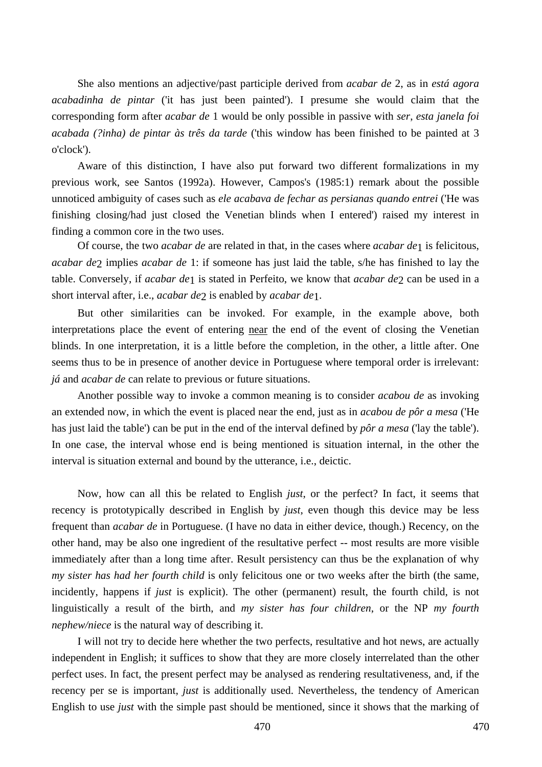She also mentions an adjective/past participle derived from *acabar de* 2, as in *está agora acabadinha de pintar* ('it has just been painted'). I presume she would claim that the corresponding form after *acabar de* 1 would be only possible in passive with *ser*, *esta janela foi acabada (?inha) de pintar às três da tarde* ('this window has been finished to be painted at 3 o'clock').

Aware of this distinction, I have also put forward two different formalizations in my previous work, see Santos (1992a). However, Campos's (1985:1) remark about the possible unnoticed ambiguity of cases such as *ele acabava de fechar as persianas quando entrei* ('He was finishing closing/had just closed the Venetian blinds when I entered') raised my interest in finding a common core in the two uses.

Of course, the two *acabar de* are related in that, in the cases where *acabar de*$_1$ is felicitous, *acabar de*$_2$ implies *acabar de* 1: if someone has just laid the table, s/he has finished to lay the table. Conversely, if *acabar de*$_1$ is stated in Perfeito, we know that *acabar de*$_2$ can be used in a short interval after, i.e., *acabar de*$_2$ is enabled by *acabar de*$_1$.

But other similarities can be invoked. For example, in the example above, both interpretations place the event of entering <u>near</u> the end of the event of closing the Venetian blinds. In one interpretation, it is a little before the completion, in the other, a little after. One seems thus to be in presence of another device in Portuguese where temporal order is irrelevant: *já* and *acabar de* can relate to previous or future situations.

Another possible way to invoke a common meaning is to consider *acabou de* as invoking an extended now, in which the event is placed near the end, just as in *acabou de pôr a mesa* ('He has just laid the table') can be put in the end of the interval defined by *pôr a mesa* ('lay the table'). In one case, the interval whose end is being mentioned is situation internal, in the other the interval is situation external and bound by the utterance, i.e., deictic.

Now, how can all this be related to English *just*, or the perfect? In fact, it seems that recency is prototypically described in English by *just*, even though this device may be less frequent than *acabar de* in Portuguese. (I have no data in either device, though.) Recency, on the other hand, may be also one ingredient of the resultative perfect -- most results are more visible immediately after than a long time after. Result persistency can thus be the explanation of why *my sister has had her fourth child* is only felicitous one or two weeks after the birth (the same, incidently, happens if *just* is explicit). The other (permanent) result, the fourth child, is not linguistically a result of the birth, and *my sister has four children*, or the NP *my fourth nephew/niece* is the natural way of describing it.

I will not try to decide here whether the two perfects, resultative and hot news, are actually independent in English; it suffices to show that they are more closely interrelated than the other perfect uses. In fact, the present perfect may be analysed as rendering resultativeness, and, if the recency per se is important, *just* is additionally used. Nevertheless, the tendency of American English to use *just* with the simple past should be mentioned, since it shows that the marking of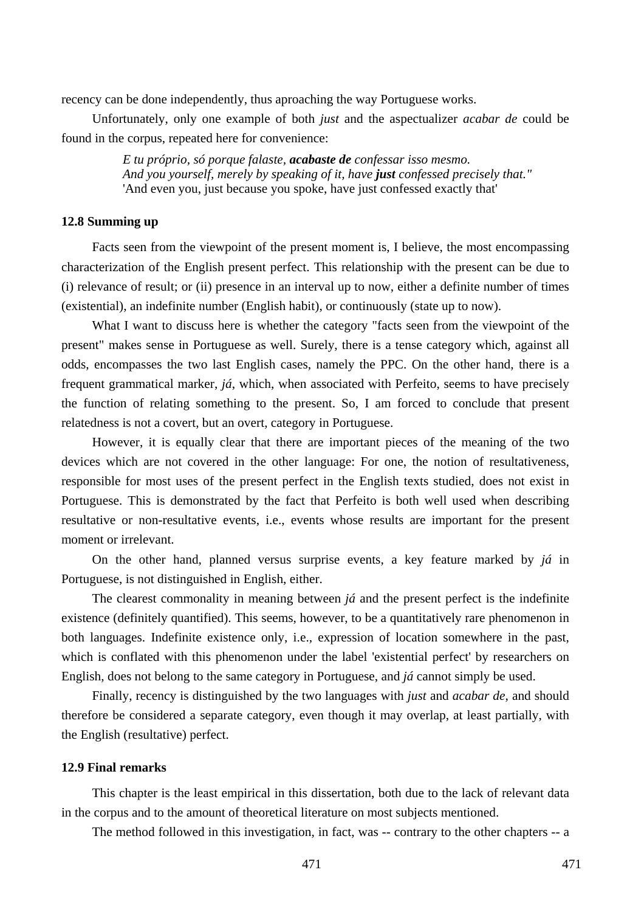recency can be done independently, thus aproaching the way Portuguese works.

Unfortunately, only one example of both *just* and the aspectualizer *acabar de* could be found in the corpus, repeated here for convenience:

> *E tu próprio, só porque falaste, **acabaste de** confessar isso mesmo.*
> *And you yourself, merely by speaking of it, have **just** confessed precisely that."*
> 'And even you, just because you spoke, have just confessed exactly that'

### 12.8 Summing up

Facts seen from the viewpoint of the present moment is, I believe, the most encompassing characterization of the English present perfect. This relationship with the present can be due to (i) relevance of result; or (ii) presence in an interval up to now, either a definite number of times (existential), an indefinite number (English habit), or continuously (state up to now).

What I want to discuss here is whether the category "facts seen from the viewpoint of the present" makes sense in Portuguese as well. Surely, there is a tense category which, against all odds, encompasses the two last English cases, namely the PPC. On the other hand, there is a frequent grammatical marker, *já*, which, when associated with Perfeito, seems to have precisely the function of relating something to the present. So, I am forced to conclude that present relatedness is not a covert, but an overt, category in Portuguese.

However, it is equally clear that there are important pieces of the meaning of the two devices which are not covered in the other language: For one, the notion of resultativeness, responsible for most uses of the present perfect in the English texts studied, does not exist in Portuguese. This is demonstrated by the fact that Perfeito is both well used when describing resultative or non-resultative events, i.e., events whose results are important for the present moment or irrelevant.

On the other hand, planned versus surprise events, a key feature marked by *já* in Portuguese, is not distinguished in English, either.

The clearest commonality in meaning between *já* and the present perfect is the indefinite existence (definitely quantified). This seems, however, to be a quantitatively rare phenomenon in both languages. Indefinite existence only, i.e., expression of location somewhere in the past, which is conflated with this phenomenon under the label 'existential perfect' by researchers on English, does not belong to the same category in Portuguese, and *já* cannot simply be used.

Finally, recency is distinguished by the two languages with *just* and *acabar de*, and should therefore be considered a separate category, even though it may overlap, at least partially, with the English (resultative) perfect.

### 12.9 Final remarks

This chapter is the least empirical in this dissertation, both due to the lack of relevant data in the corpus and to the amount of theoretical literature on most subjects mentioned.

The method followed in this investigation, in fact, was -- contrary to the other chapters -- a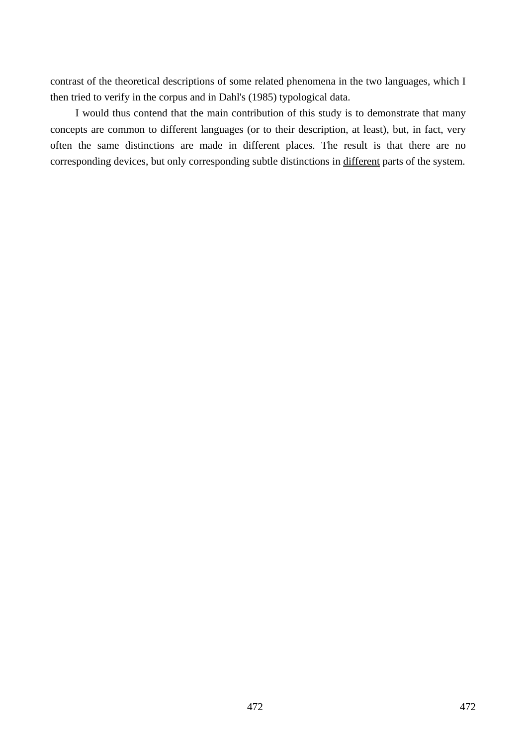contrast of the theoretical descriptions of some related phenomena in the two languages, which I then tried to verify in the corpus and in Dahl's (1985) typological data.

I would thus contend that the main contribution of this study is to demonstrate that many concepts are common to different languages (or to their description, at least), but, in fact, very often the same distinctions are made in different places. The result is that there are no corresponding devices, but only corresponding subtle distinctions in <u>different</u> parts of the system.